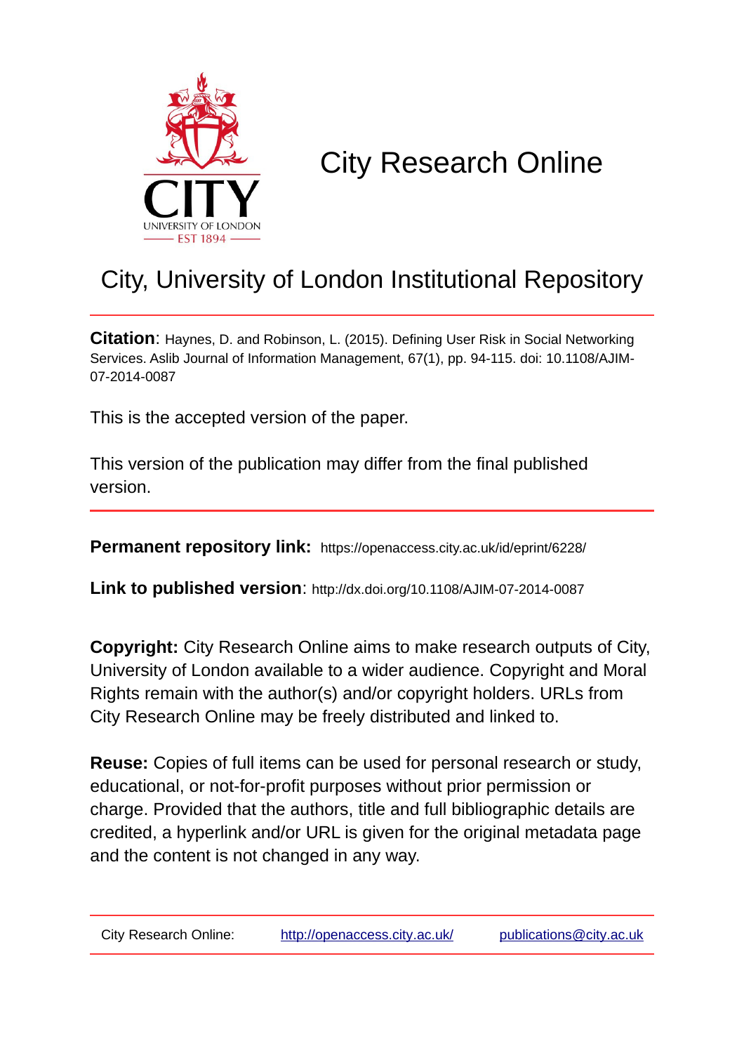# City Research Online

## City, University of London Institutional Repository

**Citation**: Haynes, D. and Robinson, L. (2015). Defining User Risk in Social Networking Services. Aslib Journal of Information Management, 67(1), pp. 94-115. doi: 10.1108/AJIM-07-2014-0087

This is the accepted version of the paper.

This version of the publication may differ from the final published version.

**Permanent repository link:** https://openaccess.city.ac.uk/id/eprint/6228/

**Link to published version**: http://dx.doi.org/10.1108/AJIM-07-2014-0087

**Copyright:** City Research Online aims to make research outputs of City, University of London available to a wider audience. Copyright and Moral Rights remain with the author(s) and/or copyright holders. URLs from City Research Online may be freely distributed and linked to.

**Reuse:** Copies of full items can be used for personal research or study, educational, or not-for-profit purposes without prior permission or charge. Provided that the authors, title and full bibliographic details are credited, a hyperlink and/or URL is given for the original metadata page and the content is not changed in any way.

| City Research Online: | http://openaccess.city.ac.uk/ | publications@city.ac.uk |
|---|---|---|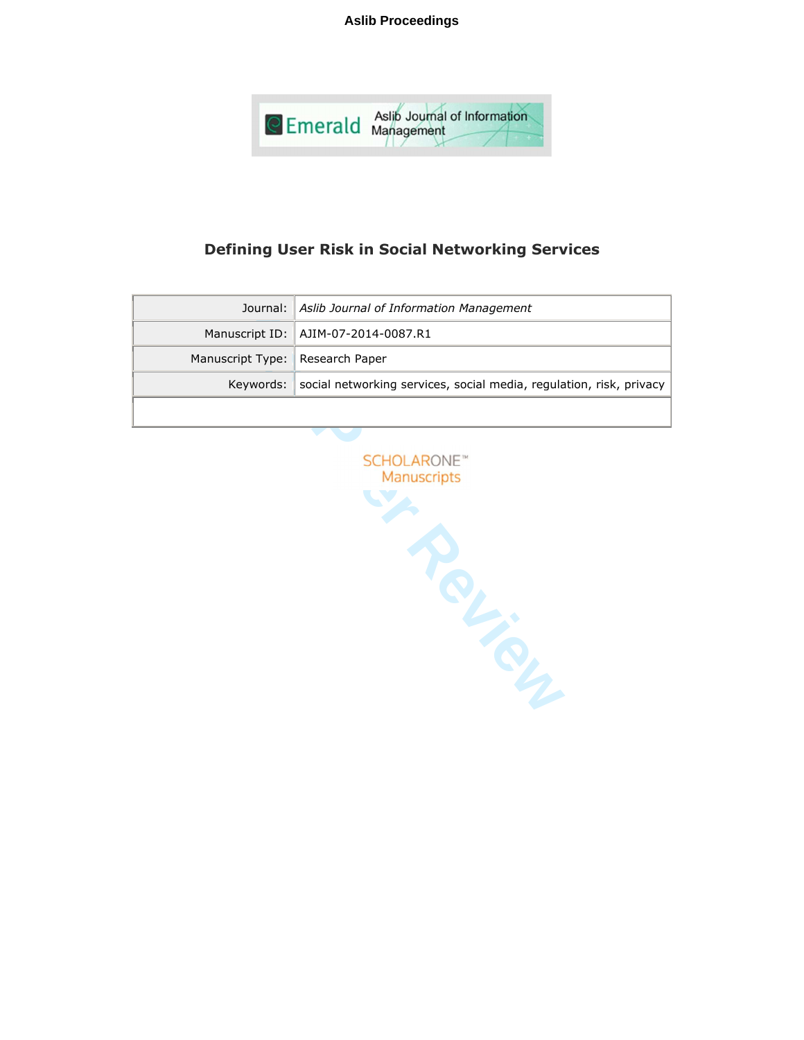# Defining User Risk in Social Networking Services

| Journal: | *Aslib Journal of Information Management* |
|---|---|
| Manuscript ID: | AJIM-07-2014-0087.R1 |
| Manuscript Type: | Research Paper |
| Keywords: | social networking services, social media, regulation, risk, privacy |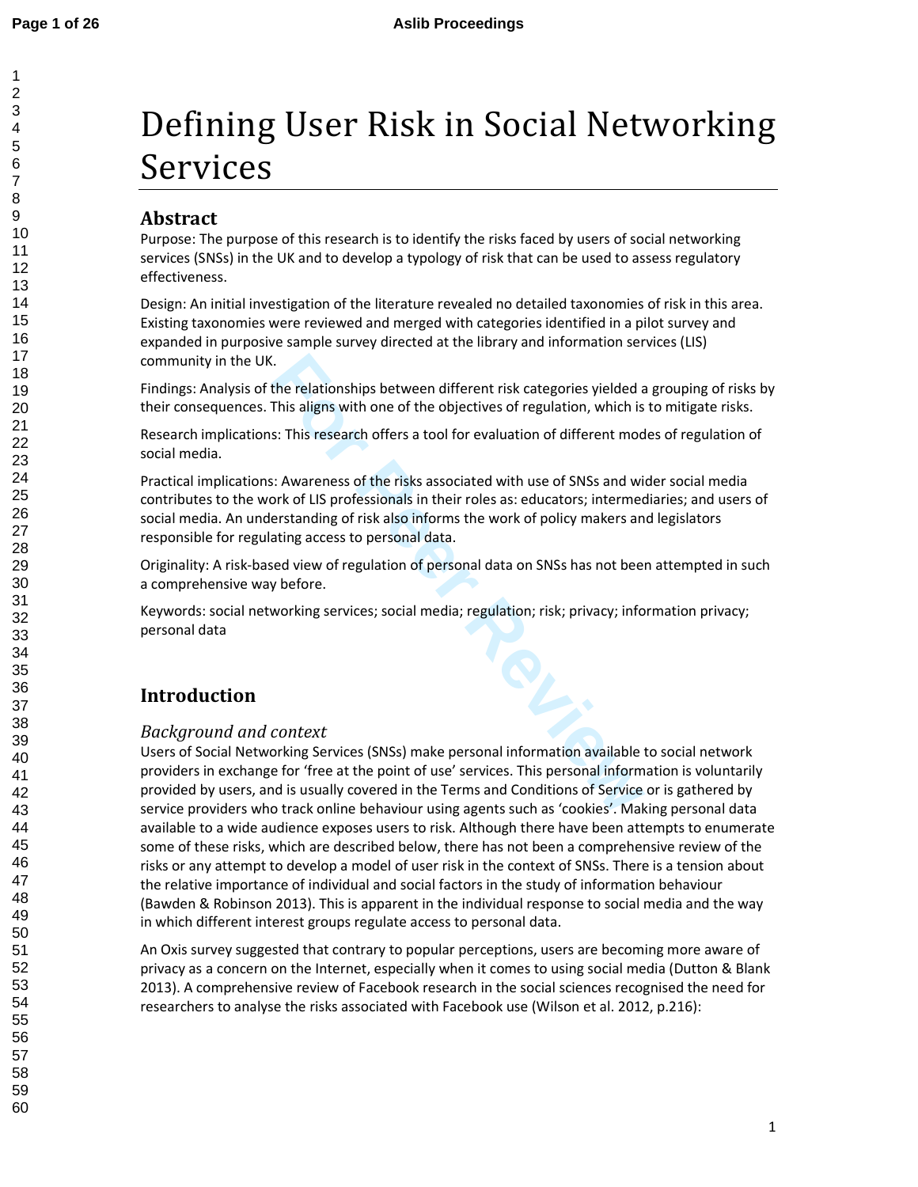# Defining User Risk in Social Networking Services

## Abstract

Purpose: The purpose of this research is to identify the risks faced by users of social networking services (SNSs) in the UK and to develop a typology of risk that can be used to assess regulatory effectiveness.

Design: An initial investigation of the literature revealed no detailed taxonomies of risk in this area. Existing taxonomies were reviewed and merged with categories identified in a pilot survey and expanded in purposive sample survey directed at the library and information services (LIS) community in the UK.

Findings: Analysis of the relationships between different risk categories yielded a grouping of risks by their consequences. This aligns with one of the objectives of regulation, which is to mitigate risks.

Research implications: This research offers a tool for evaluation of different modes of regulation of social media.

Practical implications: Awareness of the risks associated with use of SNSs and wider social media contributes to the work of LIS professionals in their roles as: educators; intermediaries; and users of social media. An understanding of risk also informs the work of policy makers and legislators responsible for regulating access to personal data.

Originality: A risk-based view of regulation of personal data on SNSs has not been attempted in such a comprehensive way before.

Keywords: social networking services; social media; regulation; risk; privacy; information privacy; personal data

## Introduction

### *Background and context*

Users of Social Networking Services (SNSs) make personal information available to social network providers in exchange for 'free at the point of use' services. This personal information is voluntarily provided by users, and is usually covered in the Terms and Conditions of Service or is gathered by service providers who track online behaviour using agents such as 'cookies'. Making personal data available to a wide audience exposes users to risk. Although there have been attempts to enumerate some of these risks, which are described below, there has not been a comprehensive review of the risks or any attempt to develop a model of user risk in the context of SNSs. There is a tension about the relative importance of individual and social factors in the study of information behaviour (Bawden & Robinson 2013). This is apparent in the individual response to social media and the way in which different interest groups regulate access to personal data.

An Oxis survey suggested that contrary to popular perceptions, users are becoming more aware of privacy as a concern on the Internet, especially when it comes to using social media (Dutton & Blank 2013). A comprehensive review of Facebook research in the social sciences recognised the need for researchers to analyse the risks associated with Facebook use (Wilson et al. 2012, p.216):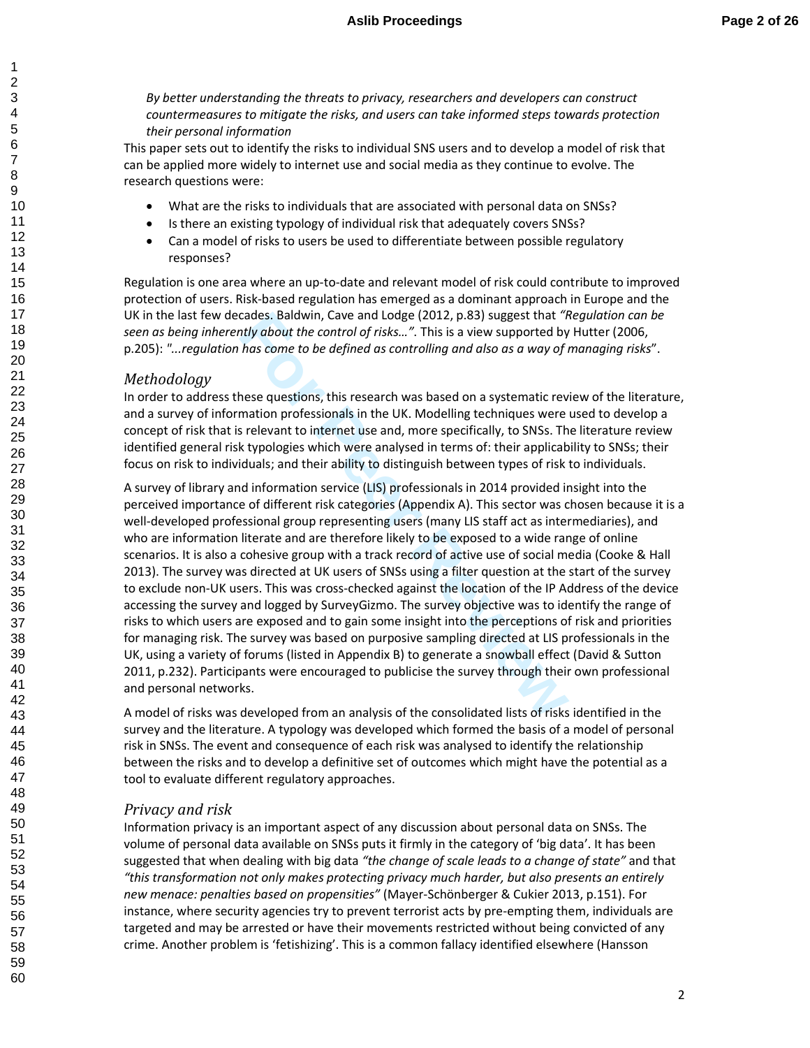*By better understanding the threats to privacy, researchers and developers can construct countermeasures to mitigate the risks, and users can take informed steps towards protection their personal information*

This paper sets out to identify the risks to individual SNS users and to develop a model of risk that can be applied more widely to internet use and social media as they continue to evolve. The research questions were:

- What are the risks to individuals that are associated with personal data on SNSs?
- Is there an existing typology of individual risk that adequately covers SNSs?
- Can a model of risks to users be used to differentiate between possible regulatory responses?

Regulation is one area where an up-to-date and relevant model of risk could contribute to improved protection of users. Risk-based regulation has emerged as a dominant approach in Europe and the UK in the last few decades. Baldwin, Cave and Lodge (2012, p.83) suggest that *"Regulation can be seen as being inherently about the control of risks…"*. This is a view supported by Hutter (2006, p.205): *"...regulation has come to be defined as controlling and also as a way of managing risks*".

## *Methodology*

In order to address these questions, this research was based on a systematic review of the literature, and a survey of information professionals in the UK. Modelling techniques were used to develop a concept of risk that is relevant to internet use and, more specifically, to SNSs. The literature review identified general risk typologies which were analysed in terms of: their applicability to SNSs; their focus on risk to individuals; and their ability to distinguish between types of risk to individuals.

A survey of library and information service (LIS) professionals in 2014 provided insight into the perceived importance of different risk categories (Appendix A). This sector was chosen because it is a well-developed professional group representing users (many LIS staff act as intermediaries), and who are information literate and are therefore likely to be exposed to a wide range of online scenarios. It is also a cohesive group with a track record of active use of social media (Cooke & Hall 2013). The survey was directed at UK users of SNSs using a filter question at the start of the survey to exclude non-UK users. This was cross-checked against the location of the IP Address of the device accessing the survey and logged by SurveyGizmo. The survey objective was to identify the range of risks to which users are exposed and to gain some insight into the perceptions of risk and priorities for managing risk. The survey was based on purposive sampling directed at LIS professionals in the UK, using a variety of forums (listed in Appendix B) to generate a snowball effect (David & Sutton 2011, p.232). Participants were encouraged to publicise the survey through their own professional and personal networks.

A model of risks was developed from an analysis of the consolidated lists of risks identified in the survey and the literature. A typology was developed which formed the basis of a model of personal risk in SNSs. The event and consequence of each risk was analysed to identify the relationship between the risks and to develop a definitive set of outcomes which might have the potential as a tool to evaluate different regulatory approaches.

## *Privacy and risk*

Information privacy is an important aspect of any discussion about personal data on SNSs. The volume of personal data available on SNSs puts it firmly in the category of 'big data'. It has been suggested that when dealing with big data *"the change of scale leads to a change of state"* and that *"this transformation not only makes protecting privacy much harder, but also presents an entirely new menace: penalties based on propensities"* (Mayer-Schönberger & Cukier 2013, p.151). For instance, where security agencies try to prevent terrorist acts by pre-empting them, individuals are targeted and may be arrested or have their movements restricted without being convicted of any crime. Another problem is 'fetishizing'. This is a common fallacy identified elsewhere (Hansson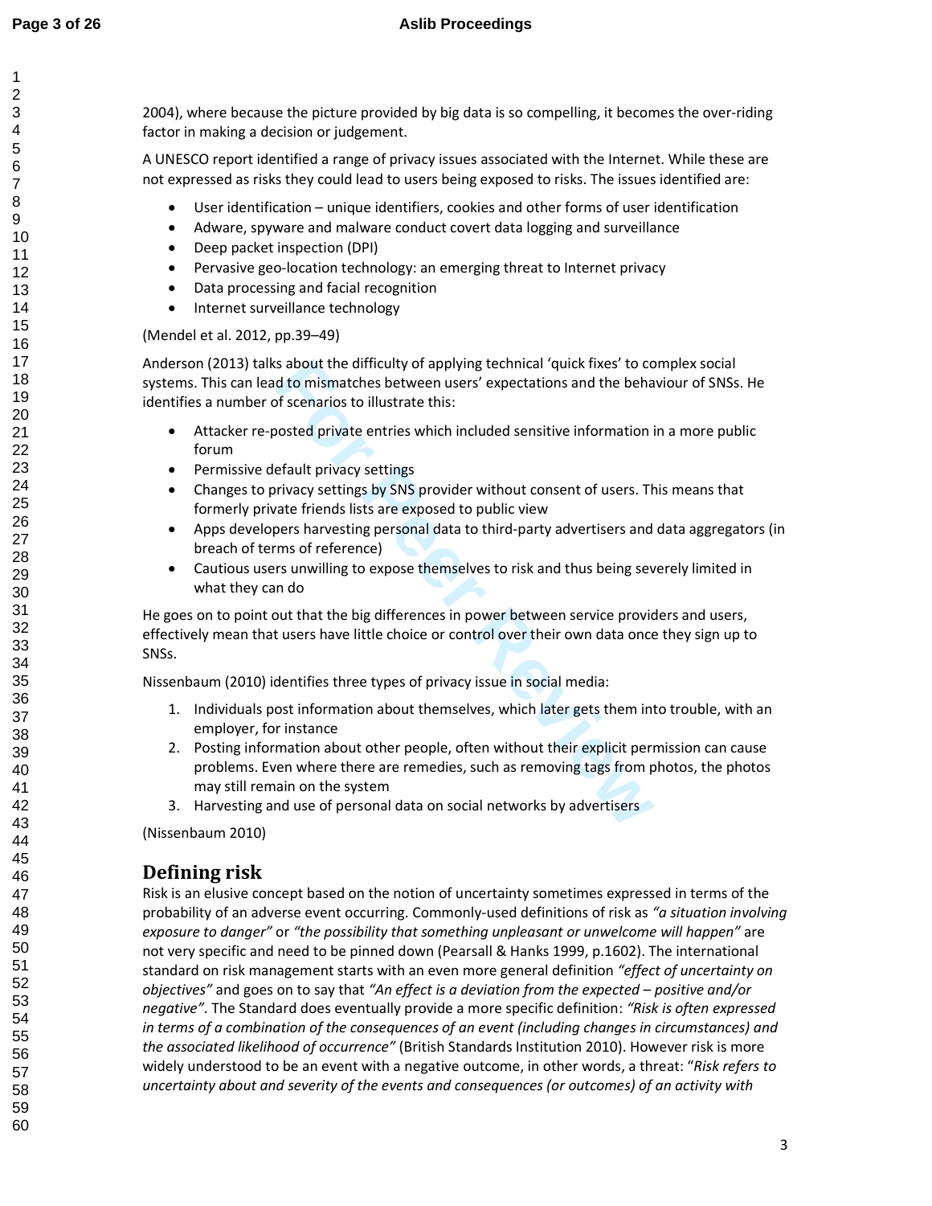2004), where because the picture provided by big data is so compelling, it becomes the over-riding factor in making a decision or judgement.

A UNESCO report identified a range of privacy issues associated with the Internet. While these are not expressed as risks they could lead to users being exposed to risks. The issues identified are:

- User identification – unique identifiers, cookies and other forms of user identification
- Adware, spyware and malware conduct covert data logging and surveillance
- Deep packet inspection (DPI)
- Pervasive geo-location technology: an emerging threat to Internet privacy
- Data processing and facial recognition
- Internet surveillance technology

(Mendel et al. 2012, pp.39–49)

Anderson (2013) talks about the difficulty of applying technical 'quick fixes' to complex social systems. This can lead to mismatches between users' expectations and the behaviour of SNSs. He identifies a number of scenarios to illustrate this:

- Attacker re-posted private entries which included sensitive information in a more public forum
- Permissive default privacy settings
- Changes to privacy settings by SNS provider without consent of users. This means that formerly private friends lists are exposed to public view
- Apps developers harvesting personal data to third-party advertisers and data aggregators (in breach of terms of reference)
- Cautious users unwilling to expose themselves to risk and thus being severely limited in what they can do

He goes on to point out that the big differences in power between service providers and users, effectively mean that users have little choice or control over their own data once they sign up to SNSs.

Nissenbaum (2010) identifies three types of privacy issue in social media:

1. Individuals post information about themselves, which later gets them into trouble, with an employer, for instance
2. Posting information about other people, often without their explicit permission can cause problems. Even where there are remedies, such as removing tags from photos, the photos may still remain on the system
3. Harvesting and use of personal data on social networks by advertisers

(Nissenbaum 2010)

## Defining risk

Risk is an elusive concept based on the notion of uncertainty sometimes expressed in terms of the probability of an adverse event occurring. Commonly-used definitions of risk as *"a situation involving exposure to danger"* or *"the possibility that something unpleasant or unwelcome will happen"* are not very specific and need to be pinned down (Pearsall & Hanks 1999, p.1602). The international standard on risk management starts with an even more general definition *"effect of uncertainty on objectives"* and goes on to say that *"An effect is a deviation from the expected – positive and/or negative"*. The Standard does eventually provide a more specific definition: *"Risk is often expressed in terms of a combination of the consequences of an event (including changes in circumstances) and the associated likelihood of occurrence"* (British Standards Institution 2010). However risk is more widely understood to be an event with a negative outcome, in other words, a threat: "*Risk refers to uncertainty about and severity of the events and consequences (or outcomes) of an activity with*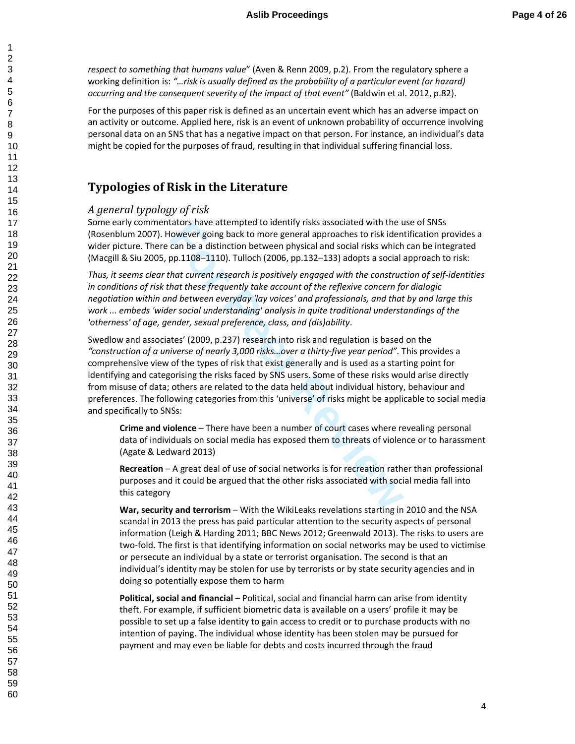*respect to something that humans value*" (Aven & Renn 2009, p.2). From the regulatory sphere a working definition is: *"…risk is usually defined as the probability of a particular event (or hazard) occurring and the consequent severity of the impact of that event"* (Baldwin et al. 2012, p.82).

For the purposes of this paper risk is defined as an uncertain event which has an adverse impact on an activity or outcome. Applied here, risk is an event of unknown probability of occurrence involving personal data on an SNS that has a negative impact on that person. For instance, an individual's data might be copied for the purposes of fraud, resulting in that individual suffering financial loss.

## Typologies of Risk in the Literature

### *A general typology of risk*

Some early commentators have attempted to identify risks associated with the use of SNSs (Rosenblum 2007). However going back to more general approaches to risk identification provides a wider picture. There can be a distinction between physical and social risks which can be integrated (Macgill & Siu 2005, pp.1108–1110). Tulloch (2006, pp.132–133) adopts a social approach to risk:

*Thus, it seems clear that current research is positively engaged with the construction of self-identities in conditions of risk that these frequently take account of the reflexive concern for dialogic negotiation within and between everyday 'lay voices' and professionals, and that by and large this work ... embeds 'wider social understanding' analysis in quite traditional understandings of the 'otherness' of age, gender, sexual preference, class, and (dis)ability*.

Swedlow and associates' (2009, p.237) research into risk and regulation is based on the *"construction of a universe of nearly 3,000 risks…over a thirty-five year period"*. This provides a comprehensive view of the types of risk that exist generally and is used as a starting point for identifying and categorising the risks faced by SNS users. Some of these risks would arise directly from misuse of data; others are related to the data held about individual history, behaviour and preferences. The following categories from this 'universe' of risks might be applicable to social media and specifically to SNSs:

**Crime and violence** – There have been a number of court cases where revealing personal data of individuals on social media has exposed them to threats of violence or to harassment (Agate & Ledward 2013)

**Recreation** – A great deal of use of social networks is for recreation rather than professional purposes and it could be argued that the other risks associated with social media fall into this category

**War, security and terrorism** – With the WikiLeaks revelations starting in 2010 and the NSA scandal in 2013 the press has paid particular attention to the security aspects of personal information (Leigh & Harding 2011; BBC News 2012; Greenwald 2013). The risks to users are two-fold. The first is that identifying information on social networks may be used to victimise or persecute an individual by a state or terrorist organisation. The second is that an individual's identity may be stolen for use by terrorists or by state security agencies and in doing so potentially expose them to harm

**Political, social and financial** – Political, social and financial harm can arise from identity theft. For example, if sufficient biometric data is available on a users' profile it may be possible to set up a false identity to gain access to credit or to purchase products with no intention of paying. The individual whose identity has been stolen may be pursued for payment and may even be liable for debts and costs incurred through the fraud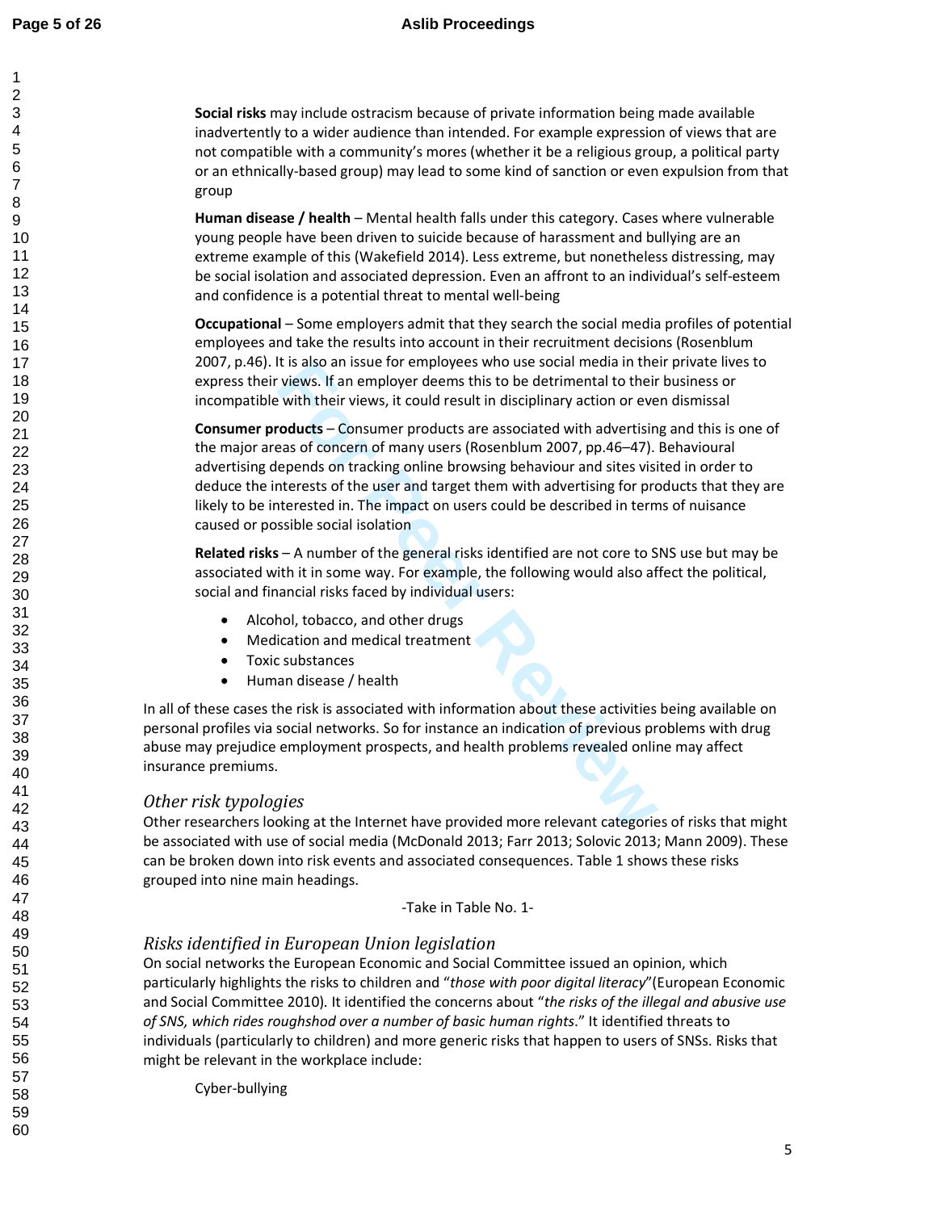**Social risks** may include ostracism because of private information being made available inadvertently to a wider audience than intended. For example expression of views that are not compatible with a community's mores (whether it be a religious group, a political party or an ethnically-based group) may lead to some kind of sanction or even expulsion from that group

**Human disease / health** – Mental health falls under this category. Cases where vulnerable young people have been driven to suicide because of harassment and bullying are an extreme example of this (Wakefield 2014). Less extreme, but nonetheless distressing, may be social isolation and associated depression. Even an affront to an individual's self-esteem and confidence is a potential threat to mental well-being

**Occupational** – Some employers admit that they search the social media profiles of potential employees and take the results into account in their recruitment decisions (Rosenblum 2007, p.46). It is also an issue for employees who use social media in their private lives to express their views. If an employer deems this to be detrimental to their business or incompatible with their views, it could result in disciplinary action or even dismissal

**Consumer products** – Consumer products are associated with advertising and this is one of the major areas of concern of many users (Rosenblum 2007, pp.46–47). Behavioural advertising depends on tracking online browsing behaviour and sites visited in order to deduce the interests of the user and target them with advertising for products that they are likely to be interested in. The impact on users could be described in terms of nuisance caused or possible social isolation

**Related risks** – A number of the general risks identified are not core to SNS use but may be associated with it in some way. For example, the following would also affect the political, social and financial risks faced by individual users:

- Alcohol, tobacco, and other drugs
- Medication and medical treatment
- Toxic substances
- Human disease / health

In all of these cases the risk is associated with information about these activities being available on personal profiles via social networks. So for instance an indication of previous problems with drug abuse may prejudice employment prospects, and health problems revealed online may affect insurance premiums.

### *Other risk typologies*

Other researchers looking at the Internet have provided more relevant categories of risks that might be associated with use of social media (McDonald 2013; Farr 2013; Solovic 2013; Mann 2009). These can be broken down into risk events and associated consequences. Table 1 shows these risks grouped into nine main headings.

-Take in Table No. 1-

### *Risks identified in European Union legislation*

On social networks the European Economic and Social Committee issued an opinion, which particularly highlights the risks to children and "*those with poor digital literacy*"(European Economic and Social Committee 2010). It identified the concerns about "*the risks of the illegal and abusive use of SNS, which rides roughshod over a number of basic human rights*." It identified threats to individuals (particularly to children) and more generic risks that happen to users of SNSs. Risks that might be relevant in the workplace include:

Cyber-bullying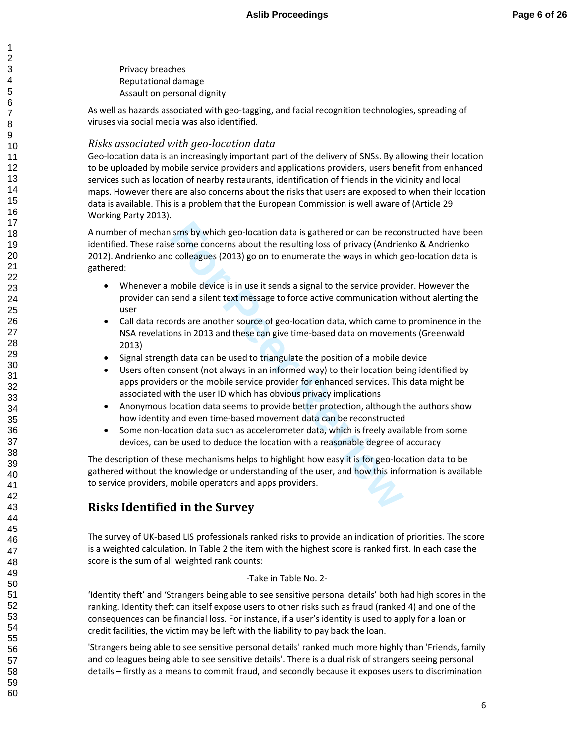Privacy breaches
Reputational damage
Assault on personal dignity

As well as hazards associated with geo-tagging, and facial recognition technologies, spreading of viruses via social media was also identified.

### *Risks associated with geo-location data*

Geo-location data is an increasingly important part of the delivery of SNSs. By allowing their location to be uploaded by mobile service providers and applications providers, users benefit from enhanced services such as location of nearby restaurants, identification of friends in the vicinity and local maps. However there are also concerns about the risks that users are exposed to when their location data is available. This is a problem that the European Commission is well aware of (Article 29 Working Party 2013).

A number of mechanisms by which geo-location data is gathered or can be reconstructed have been identified. These raise some concerns about the resulting loss of privacy (Andrienko & Andrienko 2012). Andrienko and colleagues (2013) go on to enumerate the ways in which geo-location data is gathered:

- Whenever a mobile device is in use it sends a signal to the service provider. However the provider can send a silent text message to force active communication without alerting the user
- Call data records are another source of geo-location data, which came to prominence in the NSA revelations in 2013 and these can give time-based data on movements (Greenwald 2013)
- Signal strength data can be used to triangulate the position of a mobile device
- Users often consent (not always in an informed way) to their location being identified by apps providers or the mobile service provider for enhanced services. This data might be associated with the user ID which has obvious privacy implications
- Anonymous location data seems to provide better protection, although the authors show how identity and even time-based movement data can be reconstructed
- Some non-location data such as accelerometer data, which is freely available from some devices, can be used to deduce the location with a reasonable degree of accuracy

The description of these mechanisms helps to highlight how easy it is for geo-location data to be gathered without the knowledge or understanding of the user, and how this information is available to service providers, mobile operators and apps providers.

## Risks Identified in the Survey

The survey of UK-based LIS professionals ranked risks to provide an indication of priorities. The score is a weighted calculation. In Table 2 the item with the highest score is ranked first. In each case the score is the sum of all weighted rank counts:

-Take in Table No. 2-

'Identity theft' and 'Strangers being able to see sensitive personal details' both had high scores in the ranking. Identity theft can itself expose users to other risks such as fraud (ranked 4) and one of the consequences can be financial loss. For instance, if a user's identity is used to apply for a loan or credit facilities, the victim may be left with the liability to pay back the loan.

'Strangers being able to see sensitive personal details' ranked much more highly than 'Friends, family and colleagues being able to see sensitive details'. There is a dual risk of strangers seeing personal details – firstly as a means to commit fraud, and secondly because it exposes users to discrimination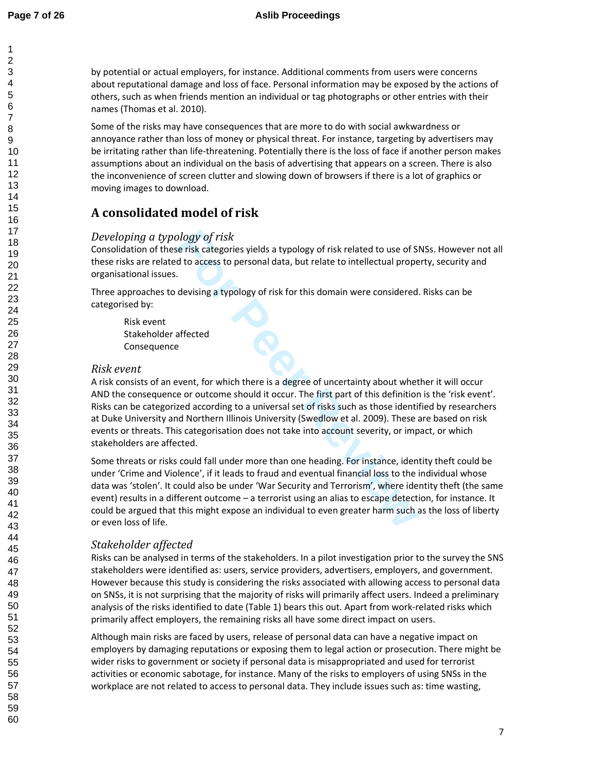by potential or actual employers, for instance. Additional comments from users were concerns about reputational damage and loss of face. Personal information may be exposed by the actions of others, such as when friends mention an individual or tag photographs or other entries with their names (Thomas et al. 2010).

Some of the risks may have consequences that are more to do with social awkwardness or annoyance rather than loss of money or physical threat. For instance, targeting by advertisers may be irritating rather than life-threatening. Potentially there is the loss of face if another person makes assumptions about an individual on the basis of advertising that appears on a screen. There is also the inconvenience of screen clutter and slowing down of browsers if there is a lot of graphics or moving images to download.

## A consolidated model of risk

### *Developing a typology of risk*

Consolidation of these risk categories yields a typology of risk related to use of SNSs. However not all these risks are related to access to personal data, but relate to intellectual property, security and organisational issues.

Three approaches to devising a typology of risk for this domain were considered. Risks can be categorised by:

- Risk event
- Stakeholder affected
- Consequence

### *Risk event*

A risk consists of an event, for which there is a degree of uncertainty about whether it will occur AND the consequence or outcome should it occur. The first part of this definition is the 'risk event'. Risks can be categorized according to a universal set of risks such as those identified by researchers at Duke University and Northern Illinois University (Swedlow et al. 2009). These are based on risk events or threats. This categorisation does not take into account severity, or impact, or which stakeholders are affected.

Some threats or risks could fall under more than one heading. For instance, identity theft could be under 'Crime and Violence', if it leads to fraud and eventual financial loss to the individual whose data was 'stolen'. It could also be under 'War Security and Terrorism', where identity theft (the same event) results in a different outcome – a terrorist using an alias to escape detection, for instance. It could be argued that this might expose an individual to even greater harm such as the loss of liberty or even loss of life.

### *Stakeholder affected*

Risks can be analysed in terms of the stakeholders. In a pilot investigation prior to the survey the SNS stakeholders were identified as: users, service providers, advertisers, employers, and government. However because this study is considering the risks associated with allowing access to personal data on SNSs, it is not surprising that the majority of risks will primarily affect users. Indeed a preliminary analysis of the risks identified to date (Table 1) bears this out. Apart from work-related risks which primarily affect employers, the remaining risks all have some direct impact on users.

Although main risks are faced by users, release of personal data can have a negative impact on employers by damaging reputations or exposing them to legal action or prosecution. There might be wider risks to government or society if personal data is misappropriated and used for terrorist activities or economic sabotage, for instance. Many of the risks to employers of using SNSs in the workplace are not related to access to personal data. They include issues such as: time wasting,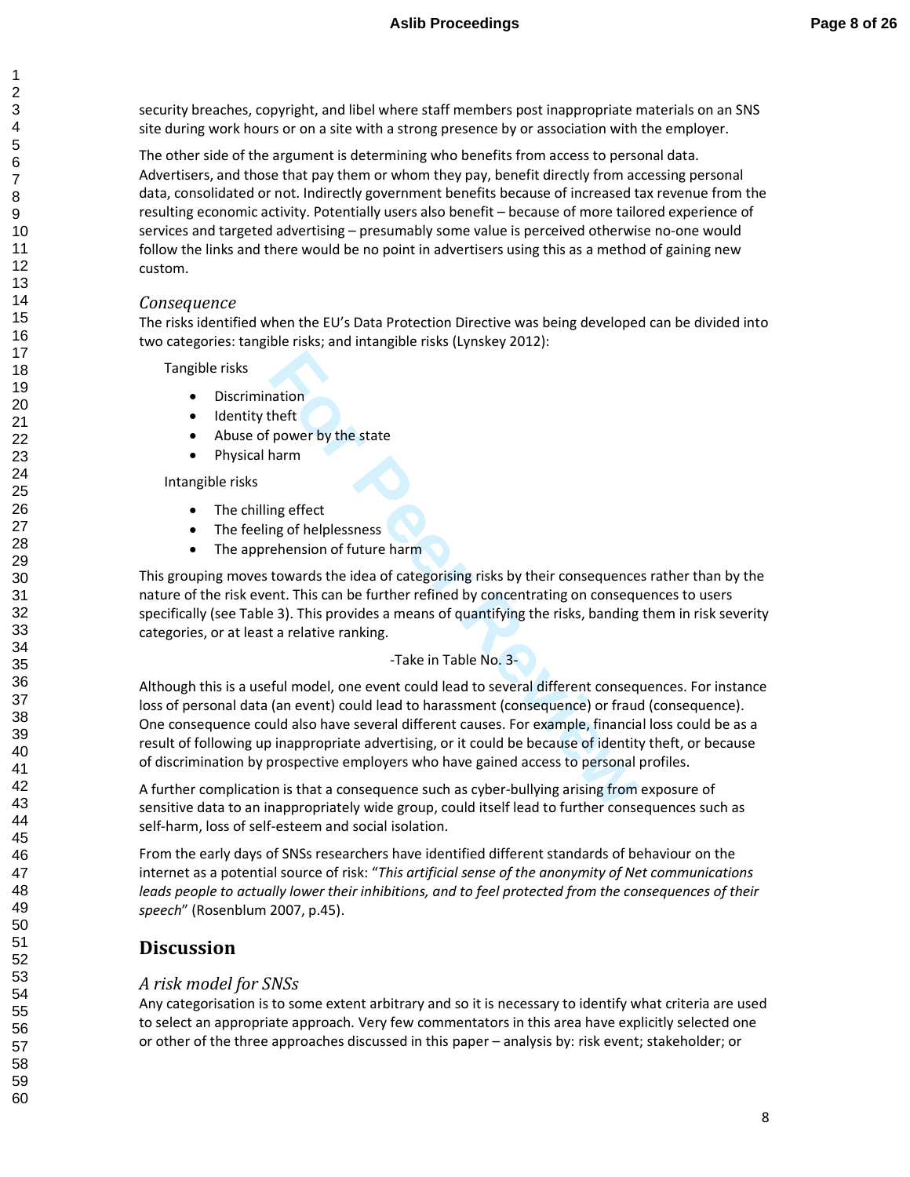security breaches, copyright, and libel where staff members post inappropriate materials on an SNS site during work hours or on a site with a strong presence by or association with the employer.

The other side of the argument is determining who benefits from access to personal data. Advertisers, and those that pay them or whom they pay, benefit directly from accessing personal data, consolidated or not. Indirectly government benefits because of increased tax revenue from the resulting economic activity. Potentially users also benefit – because of more tailored experience of services and targeted advertising – presumably some value is perceived otherwise no-one would follow the links and there would be no point in advertisers using this as a method of gaining new custom.

### *Consequence*

The risks identified when the EU's Data Protection Directive was being developed can be divided into two categories: tangible risks; and intangible risks (Lynskey 2012):

Tangible risks

- Discrimination
- Identity theft
- Abuse of power by the state
- Physical harm

Intangible risks

- The chilling effect
- The feeling of helplessness
- The apprehension of future harm

This grouping moves towards the idea of categorising risks by their consequences rather than by the nature of the risk event. This can be further refined by concentrating on consequences to users specifically (see Table 3). This provides a means of quantifying the risks, banding them in risk severity categories, or at least a relative ranking.

-Take in Table No. 3-

Although this is a useful model, one event could lead to several different consequences. For instance loss of personal data (an event) could lead to harassment (consequence) or fraud (consequence). One consequence could also have several different causes. For example, financial loss could be as a result of following up inappropriate advertising, or it could be because of identity theft, or because of discrimination by prospective employers who have gained access to personal profiles.

A further complication is that a consequence such as cyber-bullying arising from exposure of sensitive data to an inappropriately wide group, could itself lead to further consequences such as self-harm, loss of self-esteem and social isolation.

From the early days of SNSs researchers have identified different standards of behaviour on the internet as a potential source of risk: "*This artificial sense of the anonymity of Net communications leads people to actually lower their inhibitions, and to feel protected from the consequences of their speech*" (Rosenblum 2007, p.45).

## Discussion

### *A risk model for SNSs*

Any categorisation is to some extent arbitrary and so it is necessary to identify what criteria are used to select an appropriate approach. Very few commentators in this area have explicitly selected one or other of the three approaches discussed in this paper – analysis by: risk event; stakeholder; or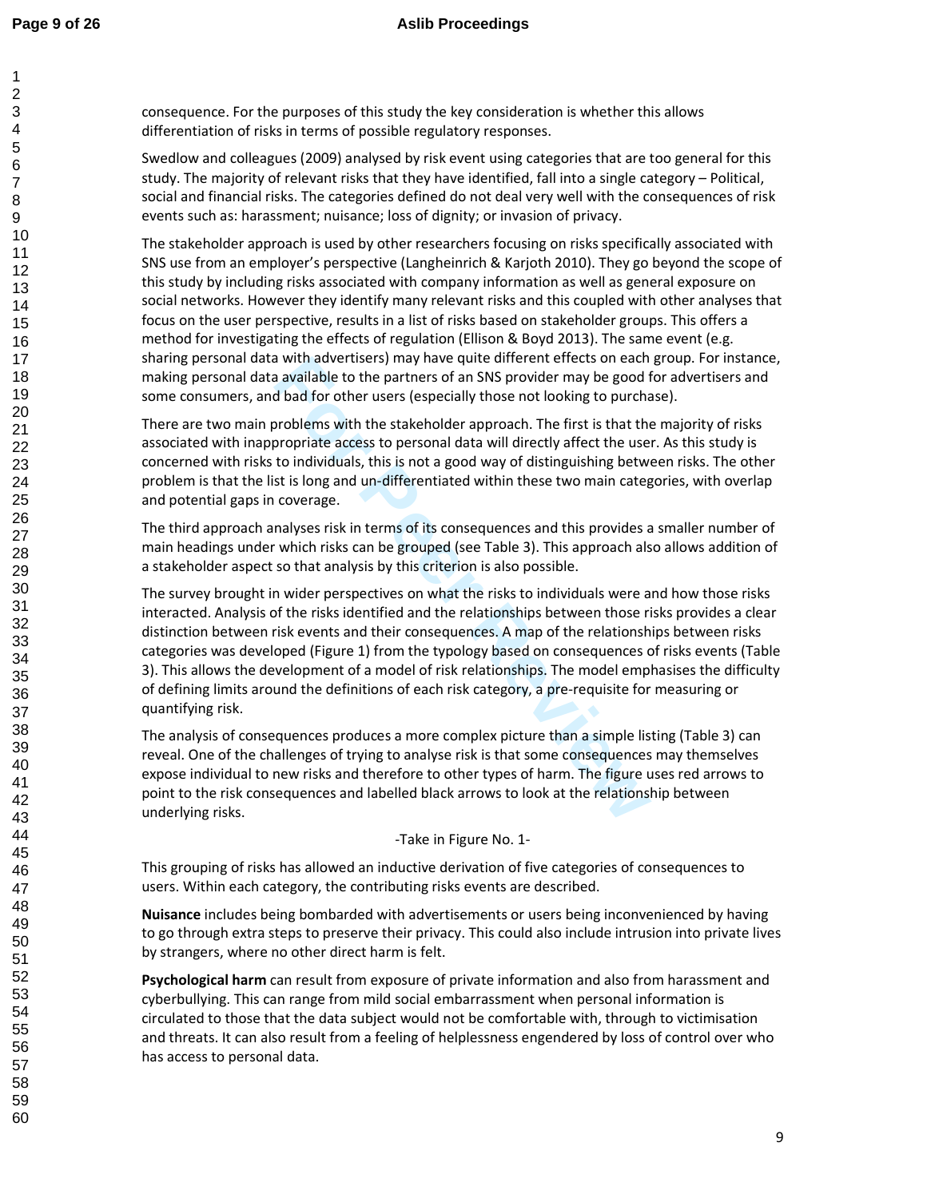consequence. For the purposes of this study the key consideration is whether this allows differentiation of risks in terms of possible regulatory responses.

Swedlow and colleagues (2009) analysed by risk event using categories that are too general for this study. The majority of relevant risks that they have identified, fall into a single category – Political, social and financial risks. The categories defined do not deal very well with the consequences of risk events such as: harassment; nuisance; loss of dignity; or invasion of privacy.

The stakeholder approach is used by other researchers focusing on risks specifically associated with SNS use from an employer's perspective (Langheinrich & Karjoth 2010). They go beyond the scope of this study by including risks associated with company information as well as general exposure on social networks. However they identify many relevant risks and this coupled with other analyses that focus on the user perspective, results in a list of risks based on stakeholder groups. This offers a method for investigating the effects of regulation (Ellison & Boyd 2013). The same event (e.g. sharing personal data with advertisers) may have quite different effects on each group. For instance, making personal data available to the partners of an SNS provider may be good for advertisers and some consumers, and bad for other users (especially those not looking to purchase).

There are two main problems with the stakeholder approach. The first is that the majority of risks associated with inappropriate access to personal data will directly affect the user. As this study is concerned with risks to individuals, this is not a good way of distinguishing between risks. The other problem is that the list is long and un-differentiated within these two main categories, with overlap and potential gaps in coverage.

The third approach analyses risk in terms of its consequences and this provides a smaller number of main headings under which risks can be grouped (see Table 3). This approach also allows addition of a stakeholder aspect so that analysis by this criterion is also possible.

The survey brought in wider perspectives on what the risks to individuals were and how those risks interacted. Analysis of the risks identified and the relationships between those risks provides a clear distinction between risk events and their consequences. A map of the relationships between risks categories was developed (Figure 1) from the typology based on consequences of risks events (Table 3). This allows the development of a model of risk relationships. The model emphasises the difficulty of defining limits around the definitions of each risk category, a pre-requisite for measuring or quantifying risk.

The analysis of consequences produces a more complex picture than a simple listing (Table 3) can reveal. One of the challenges of trying to analyse risk is that some consequences may themselves expose individual to new risks and therefore to other types of harm. The figure uses red arrows to point to the risk consequences and labelled black arrows to look at the relationship between underlying risks.

-Take in Figure No. 1-

This grouping of risks has allowed an inductive derivation of five categories of consequences to users. Within each category, the contributing risks events are described.

**Nuisance** includes being bombarded with advertisements or users being inconvenienced by having to go through extra steps to preserve their privacy. This could also include intrusion into private lives by strangers, where no other direct harm is felt.

**Psychological harm** can result from exposure of private information and also from harassment and cyberbullying. This can range from mild social embarrassment when personal information is circulated to those that the data subject would not be comfortable with, through to victimisation and threats. It can also result from a feeling of helplessness engendered by loss of control over who has access to personal data.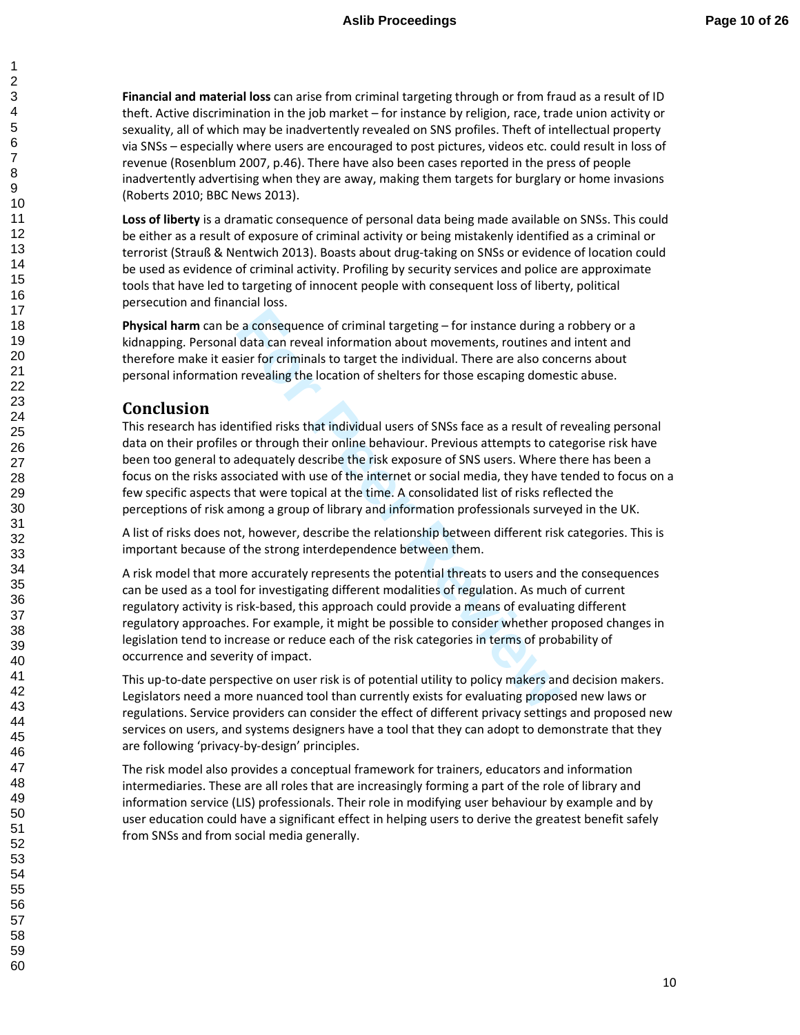**Financial and material loss** can arise from criminal targeting through or from fraud as a result of ID theft. Active discrimination in the job market – for instance by religion, race, trade union activity or sexuality, all of which may be inadvertently revealed on SNS profiles. Theft of intellectual property via SNSs – especially where users are encouraged to post pictures, videos etc. could result in loss of revenue (Rosenblum 2007, p.46). There have also been cases reported in the press of people inadvertently advertising when they are away, making them targets for burglary or home invasions (Roberts 2010; BBC News 2013).

**Loss of liberty** is a dramatic consequence of personal data being made available on SNSs. This could be either as a result of exposure of criminal activity or being mistakenly identified as a criminal or terrorist (Strauß & Nentwich 2013). Boasts about drug-taking on SNSs or evidence of location could be used as evidence of criminal activity. Profiling by security services and police are approximate tools that have led to targeting of innocent people with consequent loss of liberty, political persecution and financial loss.

**Physical harm** can be a consequence of criminal targeting – for instance during a robbery or a kidnapping. Personal data can reveal information about movements, routines and intent and therefore make it easier for criminals to target the individual. There are also concerns about personal information revealing the location of shelters for those escaping domestic abuse.

## Conclusion

This research has identified risks that individual users of SNSs face as a result of revealing personal data on their profiles or through their online behaviour. Previous attempts to categorise risk have been too general to adequately describe the risk exposure of SNS users. Where there has been a focus on the risks associated with use of the internet or social media, they have tended to focus on a few specific aspects that were topical at the time. A consolidated list of risks reflected the perceptions of risk among a group of library and information professionals surveyed in the UK.

A list of risks does not, however, describe the relationship between different risk categories. This is important because of the strong interdependence between them.

A risk model that more accurately represents the potential threats to users and the consequences can be used as a tool for investigating different modalities of regulation. As much of current regulatory activity is risk-based, this approach could provide a means of evaluating different regulatory approaches. For example, it might be possible to consider whether proposed changes in legislation tend to increase or reduce each of the risk categories in terms of probability of occurrence and severity of impact.

This up-to-date perspective on user risk is of potential utility to policy makers and decision makers. Legislators need a more nuanced tool than currently exists for evaluating proposed new laws or regulations. Service providers can consider the effect of different privacy settings and proposed new services on users, and systems designers have a tool that they can adopt to demonstrate that they are following 'privacy-by-design' principles.

The risk model also provides a conceptual framework for trainers, educators and information intermediaries. These are all roles that are increasingly forming a part of the role of library and information service (LIS) professionals. Their role in modifying user behaviour by example and by user education could have a significant effect in helping users to derive the greatest benefit safely from SNSs and from social media generally.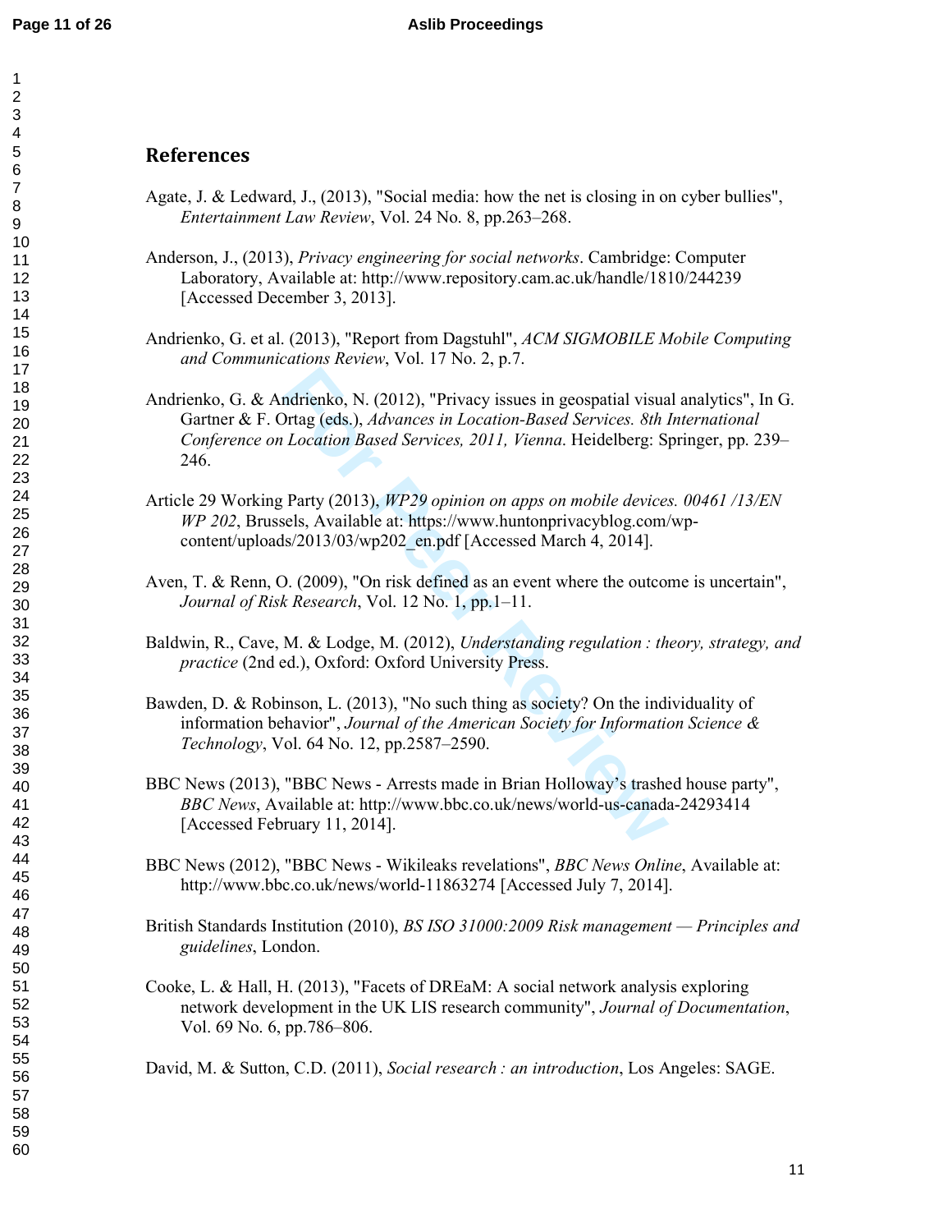## References

Agate, J. & Ledward, J., (2013), "Social media: how the net is closing in on cyber bullies", *Entertainment Law Review*, Vol. 24 No. 8, pp.263–268.

Anderson, J., (2013), *Privacy engineering for social networks*. Cambridge: Computer Laboratory, Available at: http://www.repository.cam.ac.uk/handle/1810/244239 [Accessed December 3, 2013].

Andrienko, G. et al. (2013), "Report from Dagstuhl", *ACM SIGMOBILE Mobile Computing and Communications Review*, Vol. 17 No. 2, p.7.

Andrienko, G. & Andrienko, N. (2012), "Privacy issues in geospatial visual analytics", In G. Gartner & F. Ortag (eds.), *Advances in Location-Based Services. 8th International Conference on Location Based Services, 2011, Vienna*. Heidelberg: Springer, pp. 239–246.

Article 29 Working Party (2013), *WP29 opinion on apps on mobile devices. 00461 /13/EN WP 202*, Brussels, Available at: https://www.huntonprivacyblog.com/wp-content/uploads/2013/03/wp202_en.pdf [Accessed March 4, 2014].

Aven, T. & Renn, O. (2009), "On risk defined as an event where the outcome is uncertain", *Journal of Risk Research*, Vol. 12 No. 1, pp.1–11.

Baldwin, R., Cave, M. & Lodge, M. (2012), *Understanding regulation : theory, strategy, and practice* (2nd ed.), Oxford: Oxford University Press.

Bawden, D. & Robinson, L. (2013), "No such thing as society? On the individuality of information behavior", *Journal of the American Society for Information Science & Technology*, Vol. 64 No. 12, pp.2587–2590.

BBC News (2013), "BBC News - Arrests made in Brian Holloway's trashed house party", *BBC News*, Available at: http://www.bbc.co.uk/news/world-us-canada-24293414 [Accessed February 11, 2014].

BBC News (2012), "BBC News - Wikileaks revelations", *BBC News Online*, Available at: http://www.bbc.co.uk/news/world-11863274 [Accessed July 7, 2014].

British Standards Institution (2010), *BS ISO 31000:2009 Risk management — Principles and guidelines*, London.

Cooke, L. & Hall, H. (2013), "Facets of DREaM: A social network analysis exploring network development in the UK LIS research community", *Journal of Documentation*, Vol. 69 No. 6, pp.786–806.

David, M. & Sutton, C.D. (2011), *Social research : an introduction*, Los Angeles: SAGE.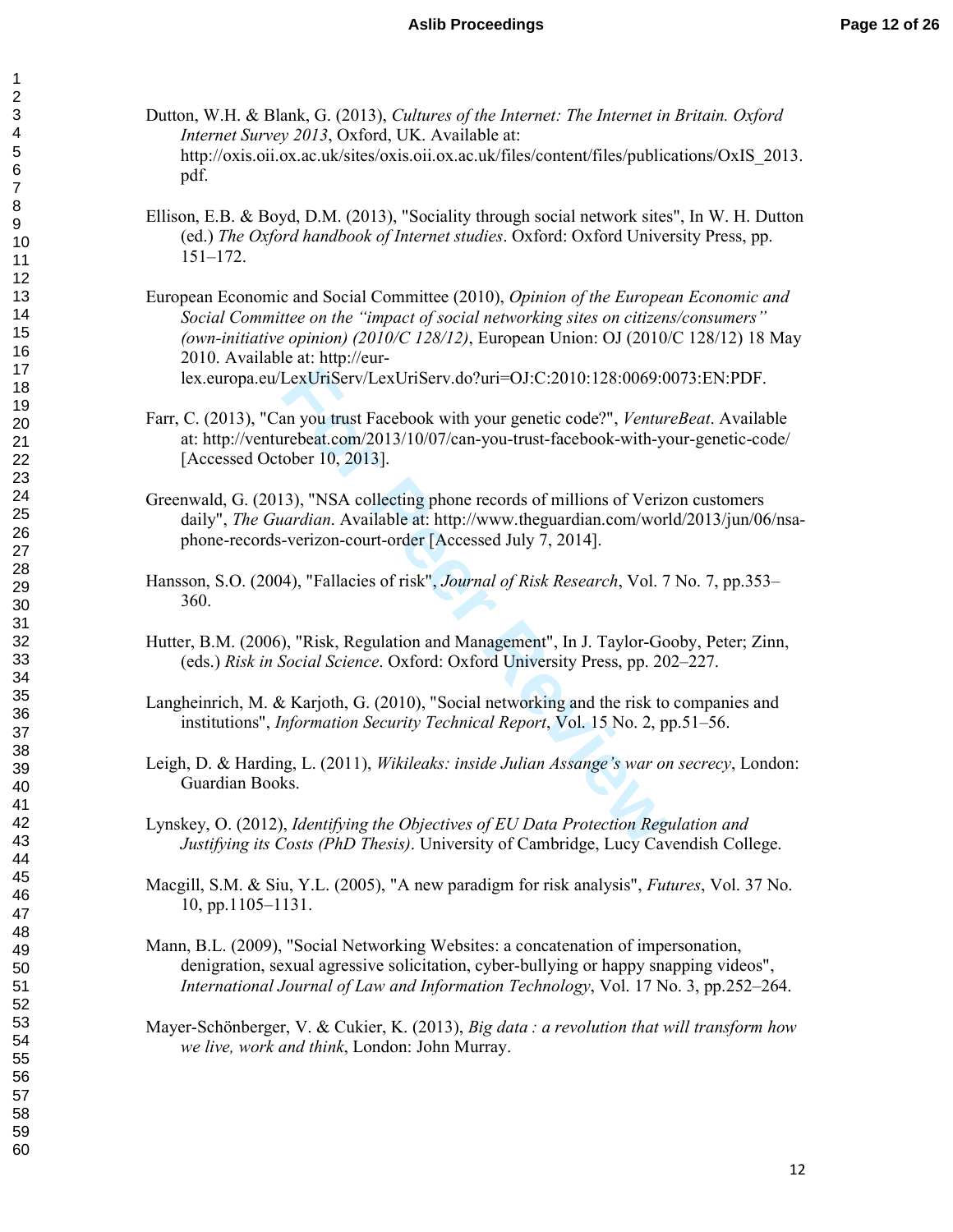Dutton, W.H. & Blank, G. (2013), *Cultures of the Internet: The Internet in Britain. Oxford Internet Survey 2013*, Oxford, UK. Available at: http://oxis.oii.ox.ac.uk/sites/oxis.oii.ox.ac.uk/files/content/files/publications/OxIS_2013.pdf.

Ellison, E.B. & Boyd, D.M. (2013), "Sociality through social network sites", In W. H. Dutton (ed.) *The Oxford handbook of Internet studies*. Oxford: Oxford University Press, pp. 151–172.

European Economic and Social Committee (2010), *Opinion of the European Economic and Social Committee on the "impact of social networking sites on citizens/consumers" (own-initiative opinion) (2010/C 128/12)*, European Union: OJ (2010/C 128/12) 18 May 2010. Available at: http://eur-lex.europa.eu/LexUriServ/LexUriServ.do?uri=OJ:C:2010:128:0069:0073:EN:PDF.

Farr, C. (2013), "Can you trust Facebook with your genetic code?", *VentureBeat*. Available at: http://venturebeat.com/2013/10/07/can-you-trust-facebook-with-your-genetic-code/ [Accessed October 10, 2013].

Greenwald, G. (2013), "NSA collecting phone records of millions of Verizon customers daily", *The Guardian*. Available at: http://www.theguardian.com/world/2013/jun/06/nsa-phone-records-verizon-court-order [Accessed July 7, 2014].

Hansson, S.O. (2004), "Fallacies of risk", *Journal of Risk Research*, Vol. 7 No. 7, pp.353–360.

Hutter, B.M. (2006), "Risk, Regulation and Management", In J. Taylor-Gooby, Peter; Zinn, (eds.) *Risk in Social Science*. Oxford: Oxford University Press, pp. 202–227.

Langheinrich, M. & Karjoth, G. (2010), "Social networking and the risk to companies and institutions", *Information Security Technical Report*, Vol. 15 No. 2, pp.51–56.

Leigh, D. & Harding, L. (2011), *Wikileaks: inside Julian Assange's war on secrecy*, London: Guardian Books.

Lynskey, O. (2012), *Identifying the Objectives of EU Data Protection Regulation and Justifying its Costs (PhD Thesis)*. University of Cambridge, Lucy Cavendish College.

Macgill, S.M. & Siu, Y.L. (2005), "A new paradigm for risk analysis", *Futures*, Vol. 37 No. 10, pp.1105–1131.

Mann, B.L. (2009), "Social Networking Websites: a concatenation of impersonation, denigration, sexual agressive solicitation, cyber-bullying or happy snapping videos", *International Journal of Law and Information Technology*, Vol. 17 No. 3, pp.252–264.

Mayer-Schönberger, V. & Cukier, K. (2013), *Big data : a revolution that will transform how we live, work and think*, London: John Murray.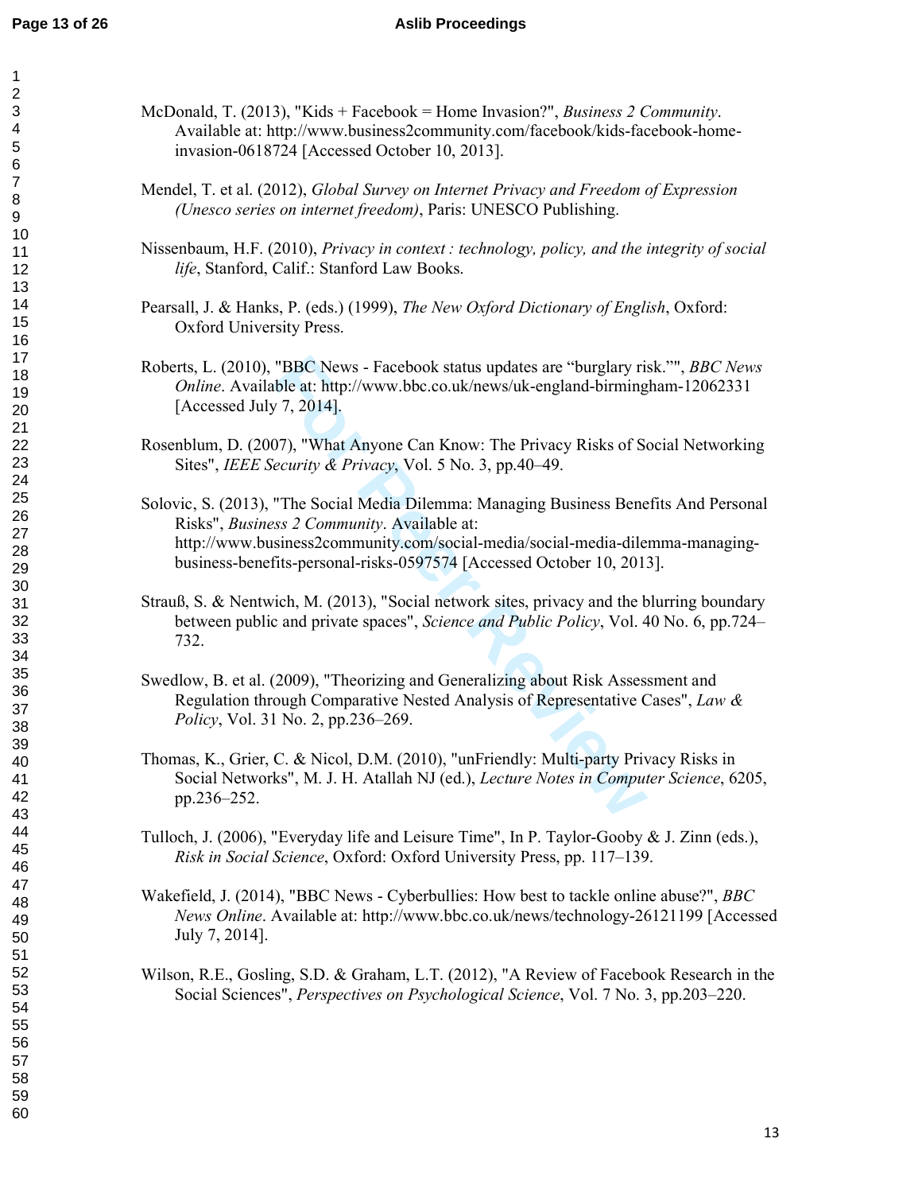McDonald, T. (2013), "Kids + Facebook = Home Invasion?", *Business 2 Community*. Available at: http://www.business2community.com/facebook/kids-facebook-home-invasion-0618724 [Accessed October 10, 2013].

Mendel, T. et al. (2012), *Global Survey on Internet Privacy and Freedom of Expression (Unesco series on internet freedom)*, Paris: UNESCO Publishing.

Nissenbaum, H.F. (2010), *Privacy in context : technology, policy, and the integrity of social life*, Stanford, Calif.: Stanford Law Books.

Pearsall, J. & Hanks, P. (eds.) (1999), *The New Oxford Dictionary of English*, Oxford: Oxford University Press.

Roberts, L. (2010), "BBC News - Facebook status updates are "burglary risk."", *BBC News Online*. Available at: http://www.bbc.co.uk/news/uk-england-birmingham-12062331 [Accessed July 7, 2014].

Rosenblum, D. (2007), "What Anyone Can Know: The Privacy Risks of Social Networking Sites", *IEEE Security & Privacy*, Vol. 5 No. 3, pp.40–49.

Solovic, S. (2013), "The Social Media Dilemma: Managing Business Benefits And Personal Risks", *Business 2 Community*. Available at: http://www.business2community.com/social-media/social-media-dilemma-managing-business-benefits-personal-risks-0597574 [Accessed October 10, 2013].

Strauß, S. & Nentwich, M. (2013), "Social network sites, privacy and the blurring boundary between public and private spaces", *Science and Public Policy*, Vol. 40 No. 6, pp.724–732.

Swedlow, B. et al. (2009), "Theorizing and Generalizing about Risk Assessment and Regulation through Comparative Nested Analysis of Representative Cases", *Law & Policy*, Vol. 31 No. 2, pp.236–269.

Thomas, K., Grier, C. & Nicol, D.M. (2010), "unFriendly: Multi-party Privacy Risks in Social Networks", M. J. H. Atallah NJ (ed.), *Lecture Notes in Computer Science*, 6205, pp.236–252.

Tulloch, J. (2006), "Everyday life and Leisure Time", In P. Taylor-Gooby & J. Zinn (eds.), *Risk in Social Science*, Oxford: Oxford University Press, pp. 117–139.

Wakefield, J. (2014), "BBC News - Cyberbullies: How best to tackle online abuse?", *BBC News Online*. Available at: http://www.bbc.co.uk/news/technology-26121199 [Accessed July 7, 2014].

Wilson, R.E., Gosling, S.D. & Graham, L.T. (2012), "A Review of Facebook Research in the Social Sciences", *Perspectives on Psychological Science*, Vol. 7 No. 3, pp.203–220.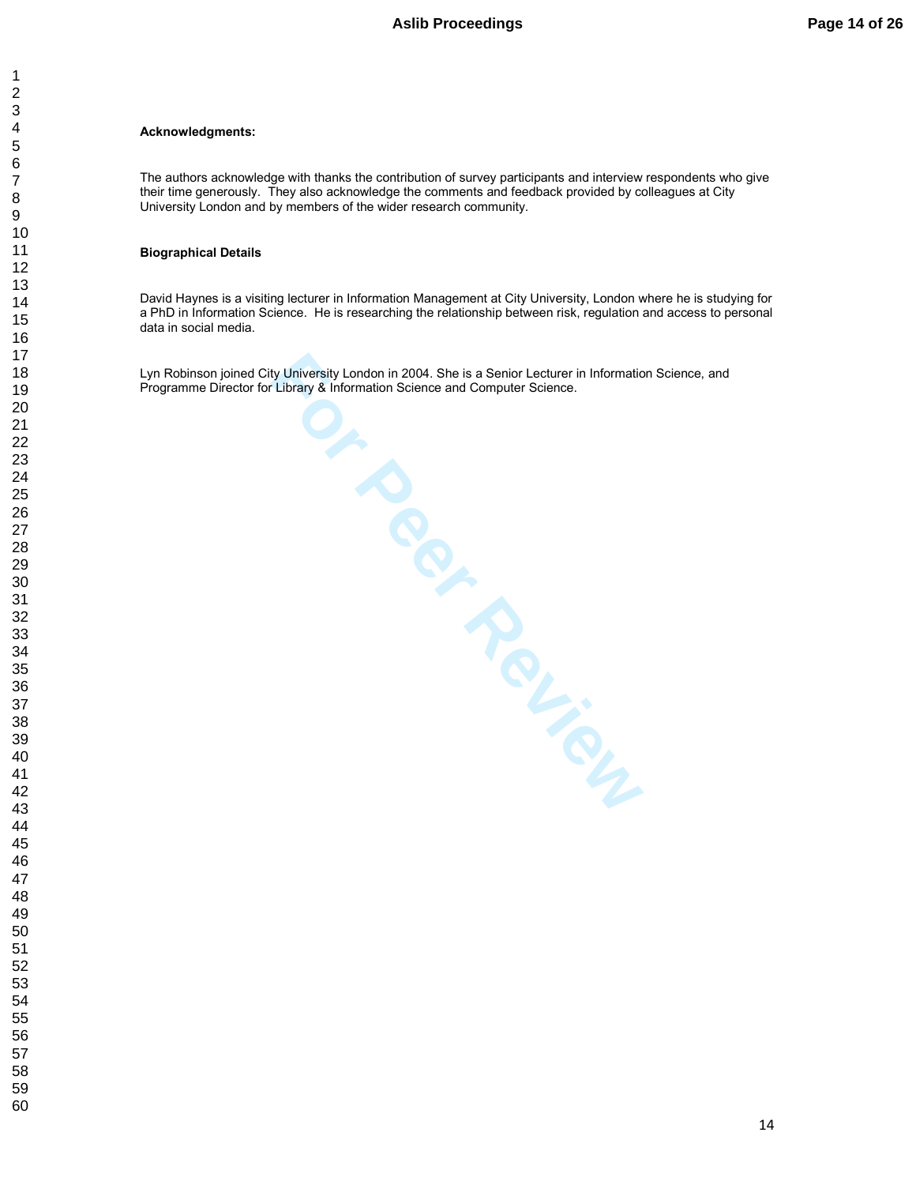**Acknowledgments:**

The authors acknowledge with thanks the contribution of survey participants and interview respondents who give their time generously. They also acknowledge the comments and feedback provided by colleagues at City University London and by members of the wider research community.

**Biographical Details**

David Haynes is a visiting lecturer in Information Management at City University, London where he is studying for a PhD in Information Science. He is researching the relationship between risk, regulation and access to personal data in social media.

Lyn Robinson joined City University London in 2004. She is a Senior Lecturer in Information Science, and Programme Director for Library & Information Science and Computer Science.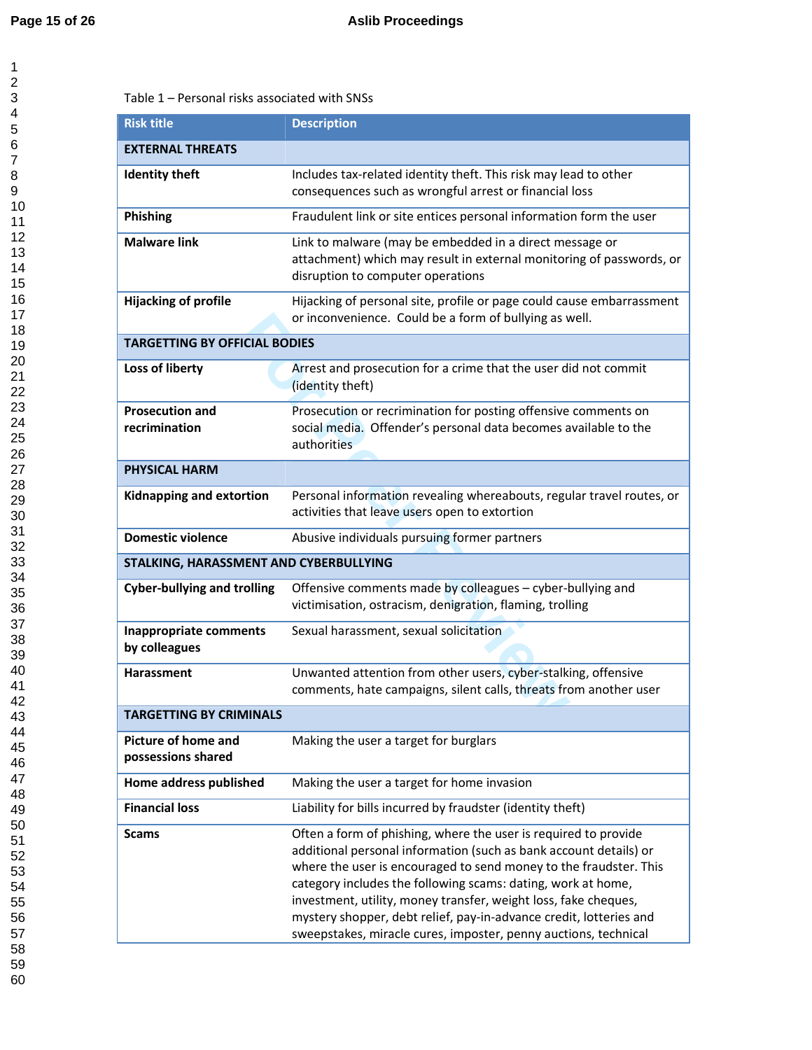Table 1 – Personal risks associated with SNSs

| Risk title | Description |
|---|---|
| **EXTERNAL THREATS** | |
| **Identity theft** | Includes tax-related identity theft. This risk may lead to other consequences such as wrongful arrest or financial loss |
| **Phishing** | Fraudulent link or site entices personal information form the user |
| **Malware link** | Link to malware (may be embedded in a direct message or attachment) which may result in external monitoring of passwords, or disruption to computer operations |
| **Hijacking of profile** | Hijacking of personal site, profile or page could cause embarrassment or inconvenience. Could be a form of bullying as well. |
| **TARGETTING BY OFFICIAL BODIES** | |
| **Loss of liberty** | Arrest and prosecution for a crime that the user did not commit (identity theft) |
| **Prosecution and recrimination** | Prosecution or recrimination for posting offensive comments on social media. Offender's personal data becomes available to the authorities |
| **PHYSICAL HARM** | |
| **Kidnapping and extortion** | Personal information revealing whereabouts, regular travel routes, or activities that leave users open to extortion |
| **Domestic violence** | Abusive individuals pursuing former partners |
| **STALKING, HARASSMENT AND CYBERBULLYING** | |
| **Cyber-bullying and trolling** | Offensive comments made by colleagues – cyber-bullying and victimisation, ostracism, denigration, flaming, trolling |
| **Inappropriate comments by colleagues** | Sexual harassment, sexual solicitation |
| **Harassment** | Unwanted attention from other users, cyber-stalking, offensive comments, hate campaigns, silent calls, threats from another user |
| **TARGETTING BY CRIMINALS** | |
| **Picture of home and possessions shared** | Making the user a target for burglars |
| **Home address published** | Making the user a target for home invasion |
| **Financial loss** | Liability for bills incurred by fraudster (identity theft) |
| **Scams** | Often a form of phishing, where the user is required to provide additional personal information (such as bank account details) or where the user is encouraged to send money to the fraudster. This category includes the following scams: dating, work at home, investment, utility, money transfer, weight loss, fake cheques, mystery shopper, debt relief, pay-in-advance credit, lotteries and sweepstakes, miracle cures, imposter, penny auctions, technical |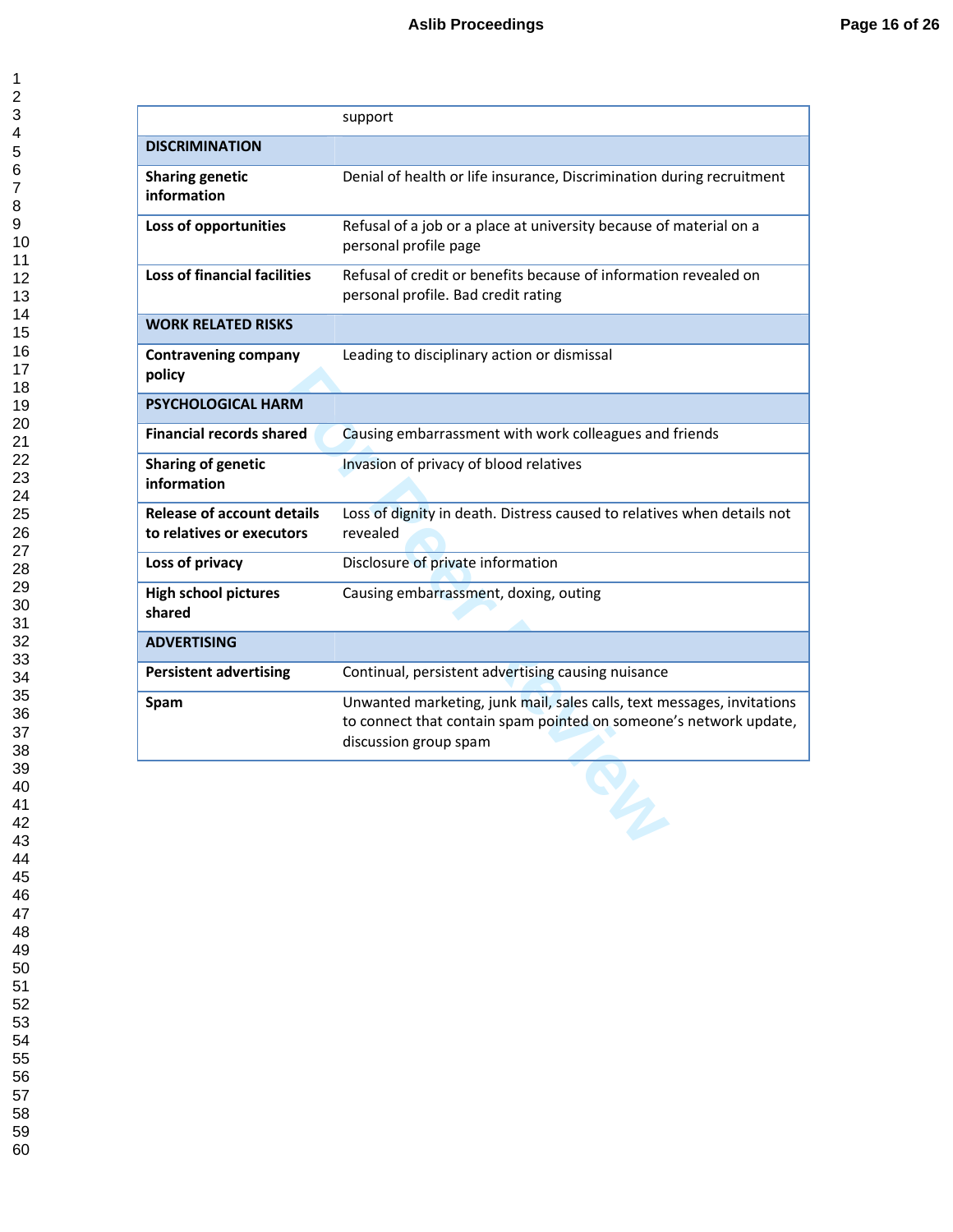| | |
|---|---|
| | support |
| **DISCRIMINATION** | |
| **Sharing genetic information** | Denial of health or life insurance, Discrimination during recruitment |
| **Loss of opportunities** | Refusal of a job or a place at university because of material on a personal profile page |
| **Loss of financial facilities** | Refusal of credit or benefits because of information revealed on personal profile. Bad credit rating |
| **WORK RELATED RISKS** | |
| **Contravening company policy** | Leading to disciplinary action or dismissal |
| **PSYCHOLOGICAL HARM** | |
| **Financial records shared** | Causing embarrassment with work colleagues and friends |
| **Sharing of genetic information** | Invasion of privacy of blood relatives |
| **Release of account details to relatives or executors** | Loss of dignity in death. Distress caused to relatives when details not revealed |
| **Loss of privacy** | Disclosure of private information |
| **High school pictures shared** | Causing embarrassment, doxing, outing |
| **ADVERTISING** | |
| **Persistent advertising** | Continual, persistent advertising causing nuisance |
| **Spam** | Unwanted marketing, junk mail, sales calls, text messages, invitations to connect that contain spam pointed on someone's network update, discussion group spam |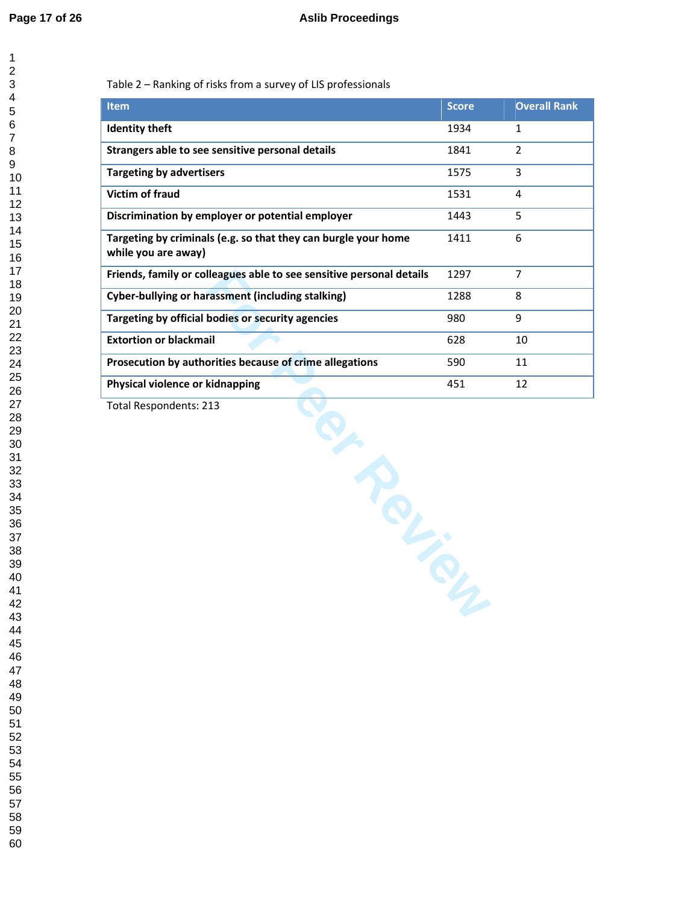Table 2 – Ranking of risks from a survey of LIS professionals

| Item | Score | Overall Rank |
|---|---|---|
| **Identity theft** | 1934 | 1 |
| **Strangers able to see sensitive personal details** | 1841 | 2 |
| **Targeting by advertisers** | 1575 | 3 |
| **Victim of fraud** | 1531 | 4 |
| **Discrimination by employer or potential employer** | 1443 | 5 |
| **Targeting by criminals (e.g. so that they can burgle your home while you are away)** | 1411 | 6 |
| **Friends, family or colleagues able to see sensitive personal details** | 1297 | 7 |
| **Cyber-bullying or harassment (including stalking)** | 1288 | 8 |
| **Targeting by official bodies or security agencies** | 980 | 9 |
| **Extortion or blackmail** | 628 | 10 |
| **Prosecution by authorities because of crime allegations** | 590 | 11 |
| **Physical violence or kidnapping** | 451 | 12 |

Total Respondents: 213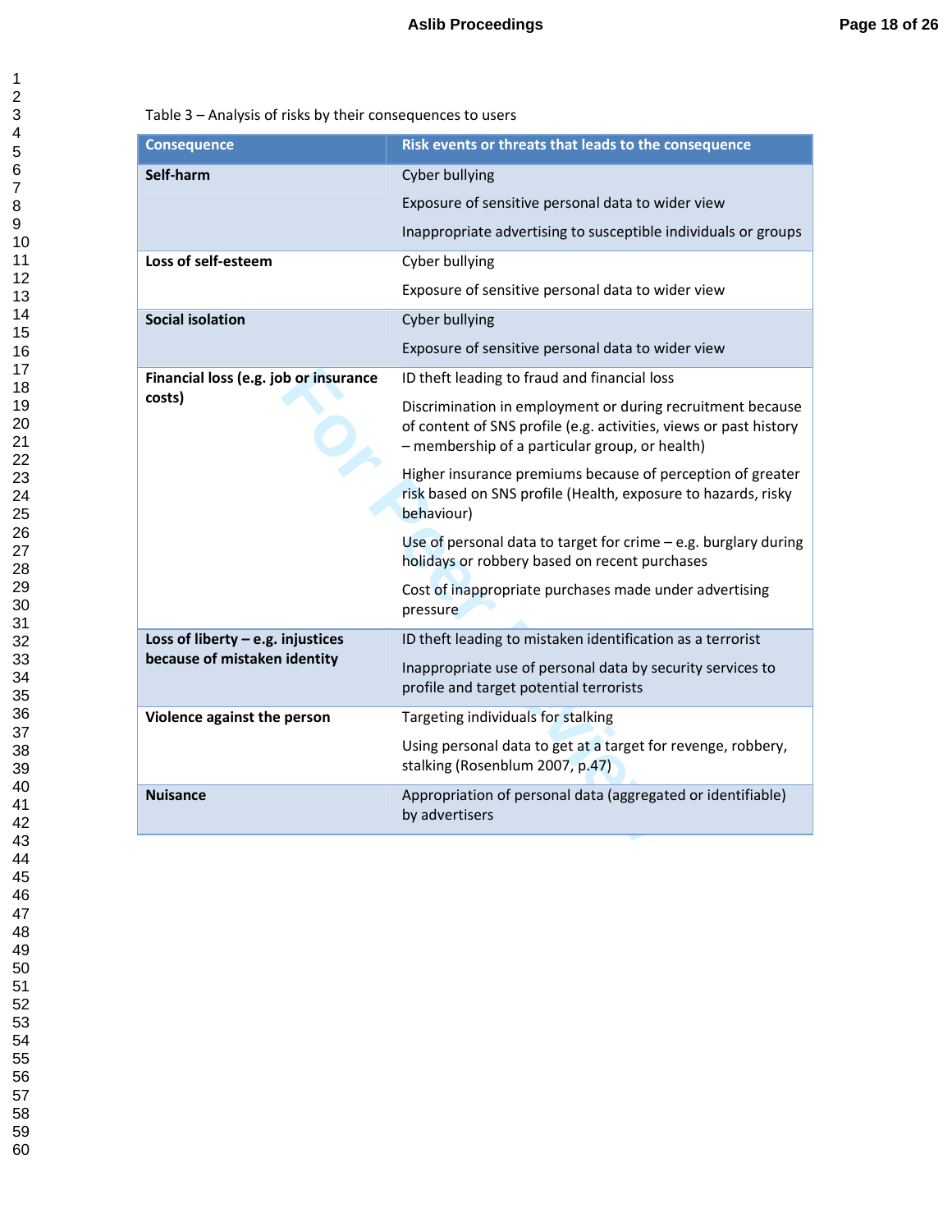Table 3 – Analysis of risks by their consequences to users

| Consequence | Risk events or threats that leads to the consequence |
|---|---|
| **Self-harm** | Cyber bullying<br>Exposure of sensitive personal data to wider view<br>Inappropriate advertising to susceptible individuals or groups |
| **Loss of self-esteem** | Cyber bullying<br>Exposure of sensitive personal data to wider view |
| **Social isolation** | Cyber bullying<br>Exposure of sensitive personal data to wider view |
| **Financial loss (e.g. job or insurance costs)** | ID theft leading to fraud and financial loss<br>Discrimination in employment or during recruitment because of content of SNS profile (e.g. activities, views or past history – membership of a particular group, or health)<br>Higher insurance premiums because of perception of greater risk based on SNS profile (Health, exposure to hazards, risky behaviour)<br>Use of personal data to target for crime – e.g. burglary during holidays or robbery based on recent purchases<br>Cost of inappropriate purchases made under advertising pressure |
| **Loss of liberty – e.g. injustices because of mistaken identity** | ID theft leading to mistaken identification as a terrorist<br>Inappropriate use of personal data by security services to profile and target potential terrorists |
| **Violence against the person** | Targeting individuals for stalking<br>Using personal data to get at a target for revenge, robbery, stalking (Rosenblum 2007, p.47) |
| **Nuisance** | Appropriation of personal data (aggregated or identifiable) by advertisers |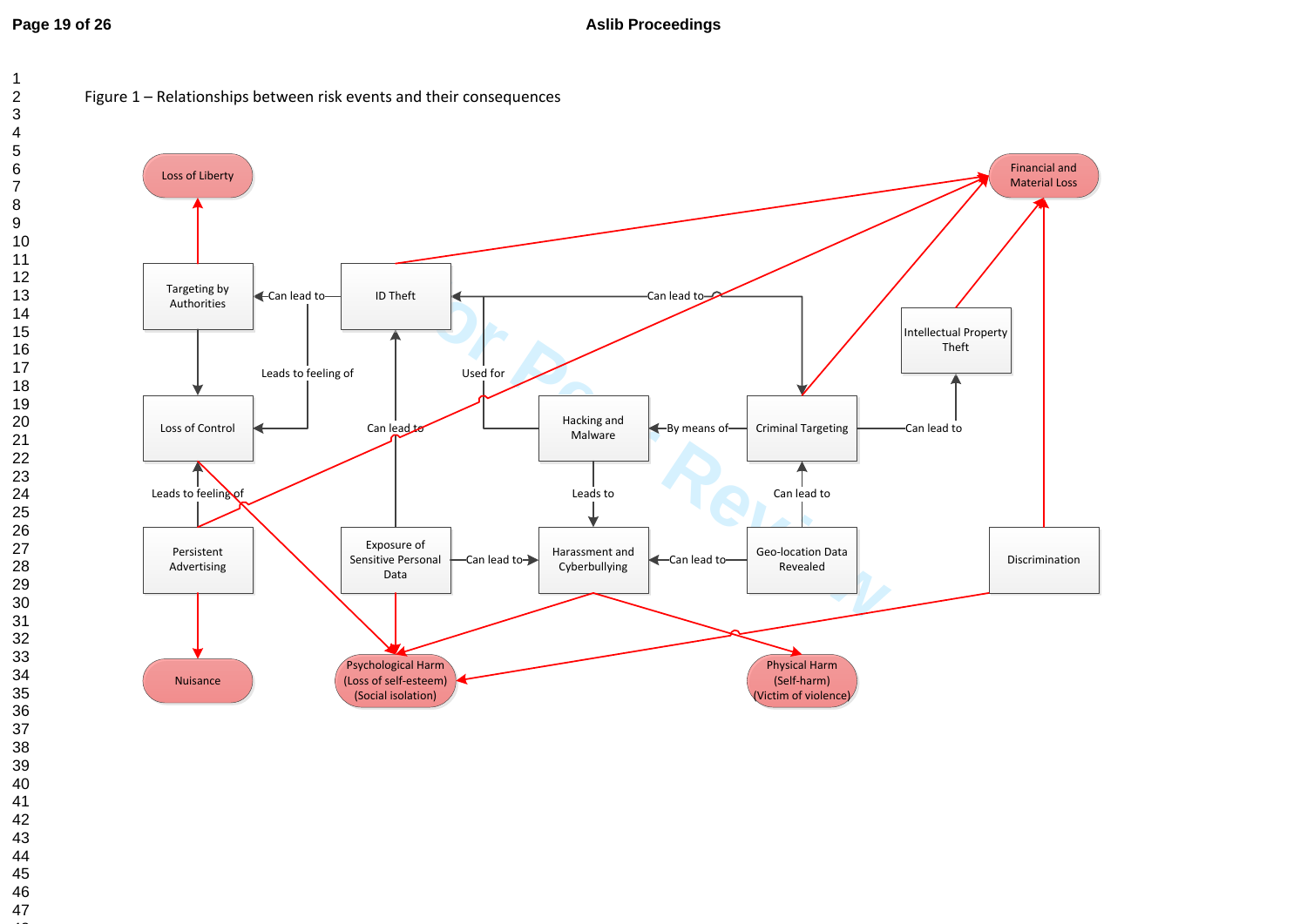Figure 1 – Relationships between risk events and their consequences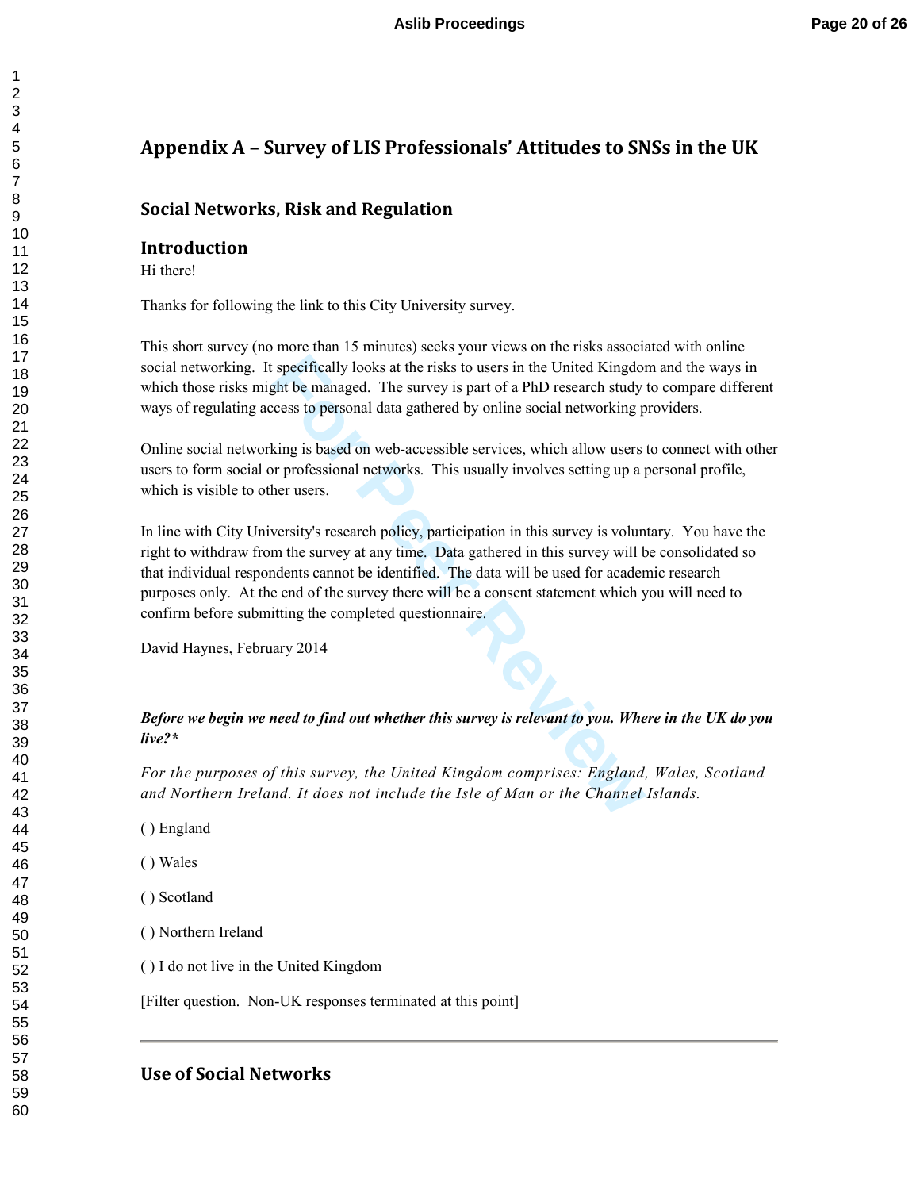# Appendix A – Survey of LIS Professionals' Attitudes to SNSs in the UK

## Social Networks, Risk and Regulation

## Introduction

Hi there!

Thanks for following the link to this City University survey.

This short survey (no more than 15 minutes) seeks your views on the risks associated with online social networking. It specifically looks at the risks to users in the United Kingdom and the ways in which those risks might be managed. The survey is part of a PhD research study to compare different ways of regulating access to personal data gathered by online social networking providers.

Online social networking is based on web-accessible services, which allow users to connect with other users to form social or professional networks. This usually involves setting up a personal profile, which is visible to other users.

In line with City University's research policy, participation in this survey is voluntary. You have the right to withdraw from the survey at any time. Data gathered in this survey will be consolidated so that individual respondents cannot be identified. The data will be used for academic research purposes only. At the end of the survey there will be a consent statement which you will need to confirm before submitting the completed questionnaire.

David Haynes, February 2014

***Before we begin we need to find out whether this survey is relevant to you. Where in the UK do you live?****

*For the purposes of this survey, the United Kingdom comprises: England, Wales, Scotland and Northern Ireland. It does not include the Isle of Man or the Channel Islands.*

( ) England

( ) Wales

( ) Scotland

( ) Northern Ireland

( ) I do not live in the United Kingdom

[Filter question. Non-UK responses terminated at this point]

---

## Use of Social Networks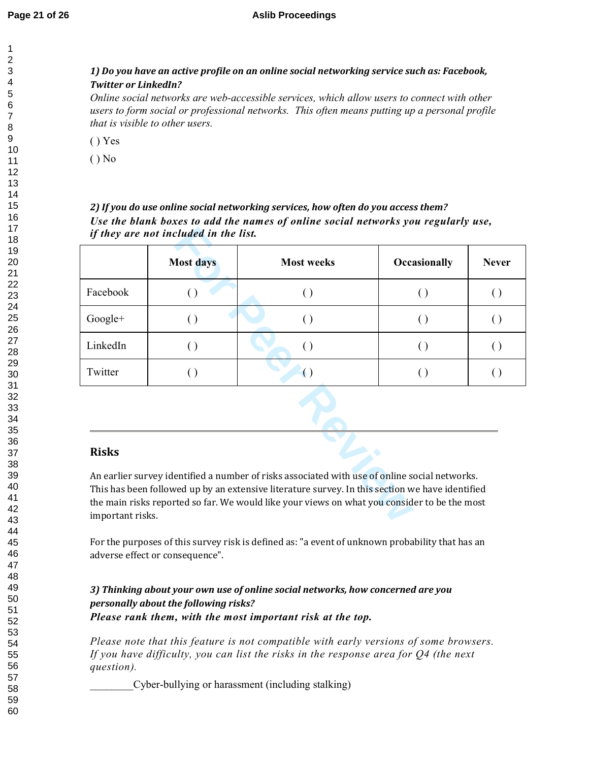***1) Do you have an active profile on an online social networking service such as: Facebook, Twitter or LinkedIn?***

*Online social networks are web-accessible services, which allow users to connect with other users to form social or professional networks. This often means putting up a personal profile that is visible to other users.*

( ) Yes

( ) No

***2) If you do use online social networking services, how often do you access them?***

***Use the blank boxes to add the names of online social networks you regularly use, if they are not included in the list.***

| | Most days | Most weeks | Occasionally | Never |
|---|---|---|---|---|
| Facebook | ( ) | ( ) | ( ) | ( ) |
| Google+ | ( ) | ( ) | ( ) | ( ) |
| LinkedIn | ( ) | ( ) | ( ) | ( ) |
| Twitter | ( ) | ( ) | ( ) | ( ) |

---

## Risks

An earlier survey identified a number of risks associated with use of online social networks. This has been followed up by an extensive literature survey. In this section we have identified the main risks reported so far. We would like your views on what you consider to be the most important risks.

For the purposes of this survey risk is defined as: "a event of unknown probability that has an adverse effect or consequence".

***3) Thinking about your own use of online social networks, how concerned are you personally about the following risks?***

***Please rank them, with the most important risk at the top.***

*Please note that this feature is not compatible with early versions of some browsers. If you have difficulty, you can list the risks in the response area for Q4 (the next question).*

________Cyber-bullying or harassment (including stalking)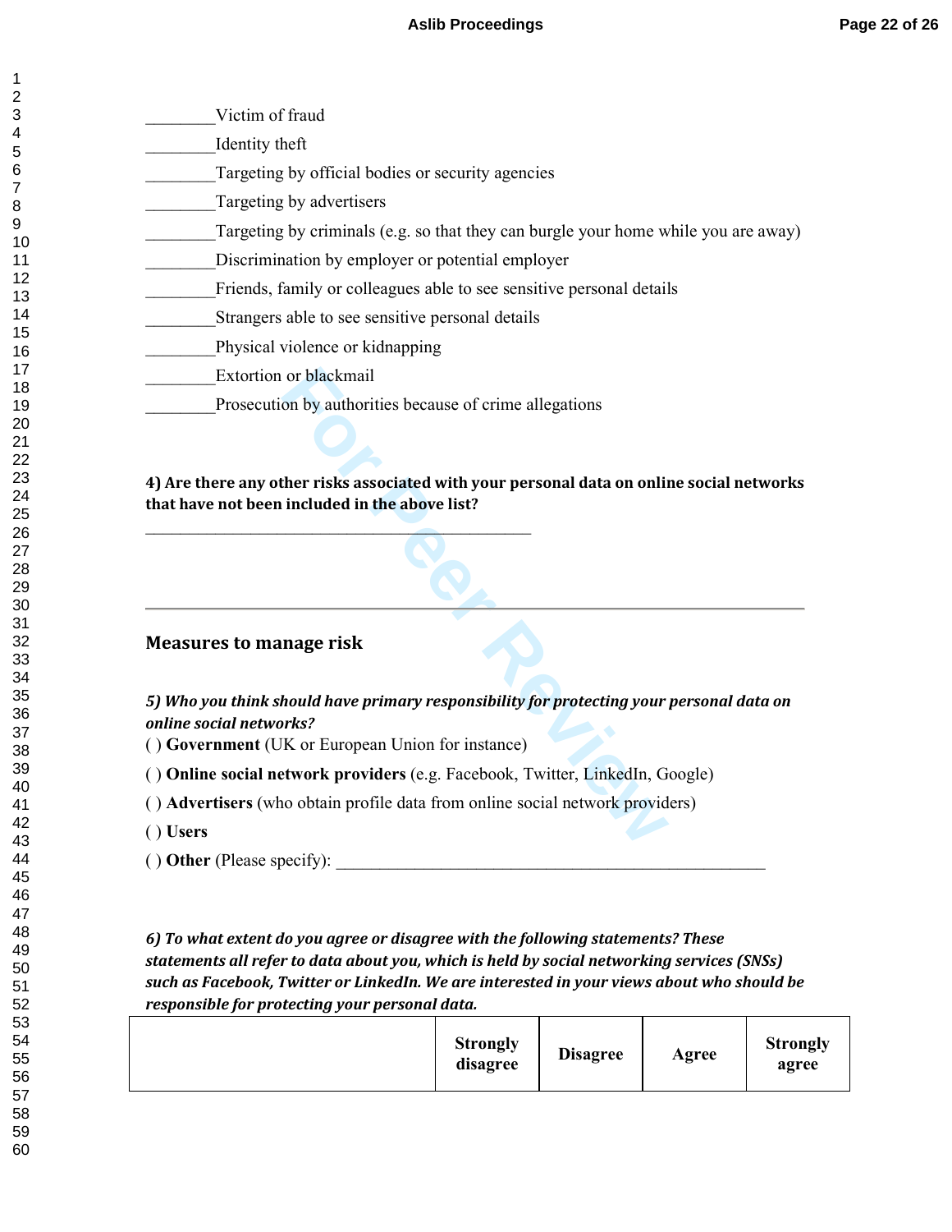________Victim of fraud

________Identity theft

________Targeting by official bodies or security agencies

________Targeting by advertisers

________Targeting by criminals (e.g. so that they can burgle your home while you are away)

________Discrimination by employer or potential employer

________Friends, family or colleagues able to see sensitive personal details

________Strangers able to see sensitive personal details

________Physical violence or kidnapping

________Extortion or blackmail

________Prosecution by authorities because of crime allegations

**4) Are there any other risks associated with your personal data on online social networks that have not been included in the above list?**

_______________________________________________

---

## Measures to manage risk

***5) Who you think should have primary responsibility for protecting your personal data on online social networks?***

( ) **Government** (UK or European Union for instance)

( ) **Online social network providers** (e.g. Facebook, Twitter, LinkedIn, Google)

( ) **Advertisers** (who obtain profile data from online social network providers)

( ) **Users**

( ) **Other** (Please specify): ____________________________________________________

***6) To what extent do you agree or disagree with the following statements? These statements all refer to data about you, which is held by social networking services (SNSs) such as Facebook, Twitter or LinkedIn. We are interested in your views about who should be responsible for protecting your personal data.***

| | **Strongly disagree** | **Disagree** | **Agree** | **Strongly agree** |
|---|---|---|---|---|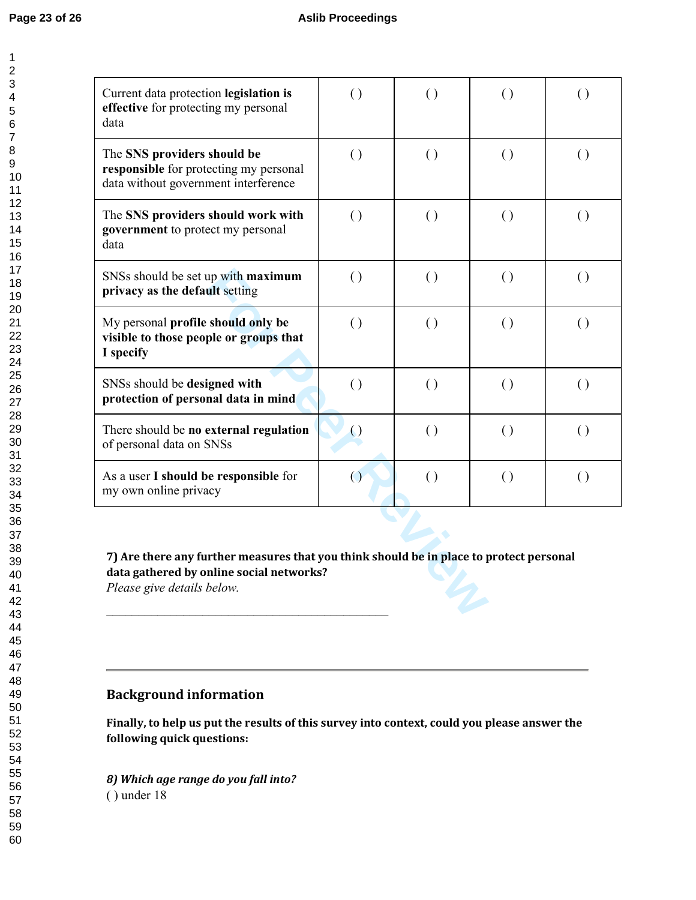| | | | | |
|---|---|---|---|---|
| Current data protection **legislation is effective** for protecting my personal data | ( ) | ( ) | ( ) | ( ) |
| The **SNS providers should be responsible** for protecting my personal data without government interference | ( ) | ( ) | ( ) | ( ) |
| The **SNS providers should work with government** to protect my personal data | ( ) | ( ) | ( ) | ( ) |
| SNSs should be set up with **maximum privacy as the default** setting | ( ) | ( ) | ( ) | ( ) |
| My personal **profile should only be visible to those people or groups that I specify** | ( ) | ( ) | ( ) | ( ) |
| SNSs should be **designed with protection of personal data in mind** | ( ) | ( ) | ( ) | ( ) |
| There should be **no external regulation** of personal data on SNSs | ( ) | ( ) | ( ) | ( ) |
| As a user **I should be responsible** for my own online privacy | ( ) | ( ) | ( ) | ( ) |

**7) Are there any further measures that you think should be in place to protect personal data gathered by online social networks?**
*Please give details below.*

_______________________________________________

---

## Background information

**Finally, to help us put the results of this survey into context, could you please answer the following quick questions:**

***8) Which age range do you fall into?***
( ) under 18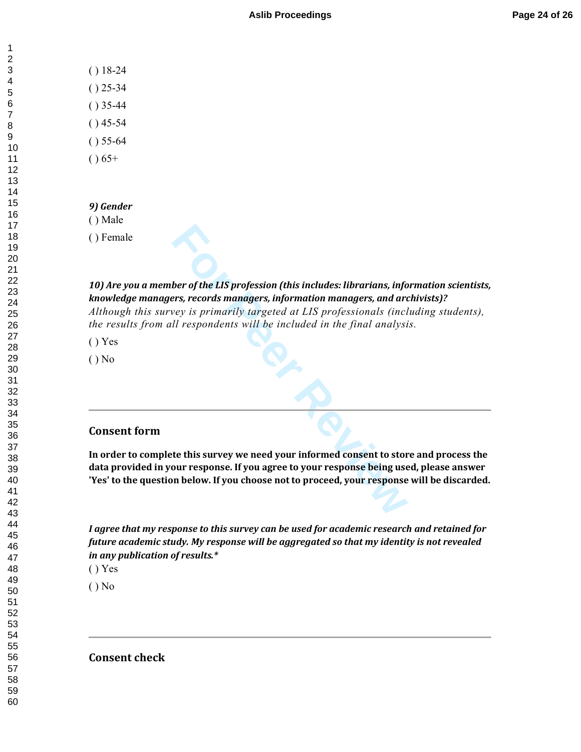( ) 18-24

( ) 25-34

( ) 35-44

( ) 45-54

( ) 55-64

( ) 65+

***9) Gender***

( ) Male

( ) Female

***10) Are you a member of the LIS profession (this includes: librarians, information scientists, knowledge managers, records managers, information managers, and archivists)?***

*Although this survey is primarily targeted at LIS professionals (including students), the results from all respondents will be included in the final analysis.*

( ) Yes

( ) No

---

## Consent form

**In order to complete this survey we need your informed consent to store and process the data provided in your response. If you agree to your response being used, please answer 'Yes' to the question below. If you choose not to proceed, your response will be discarded.**

***I agree that my response to this survey can be used for academic research and retained for future academic study. My response will be aggregated so that my identity is not revealed in any publication of results.****

( ) Yes

( ) No

---

## Consent check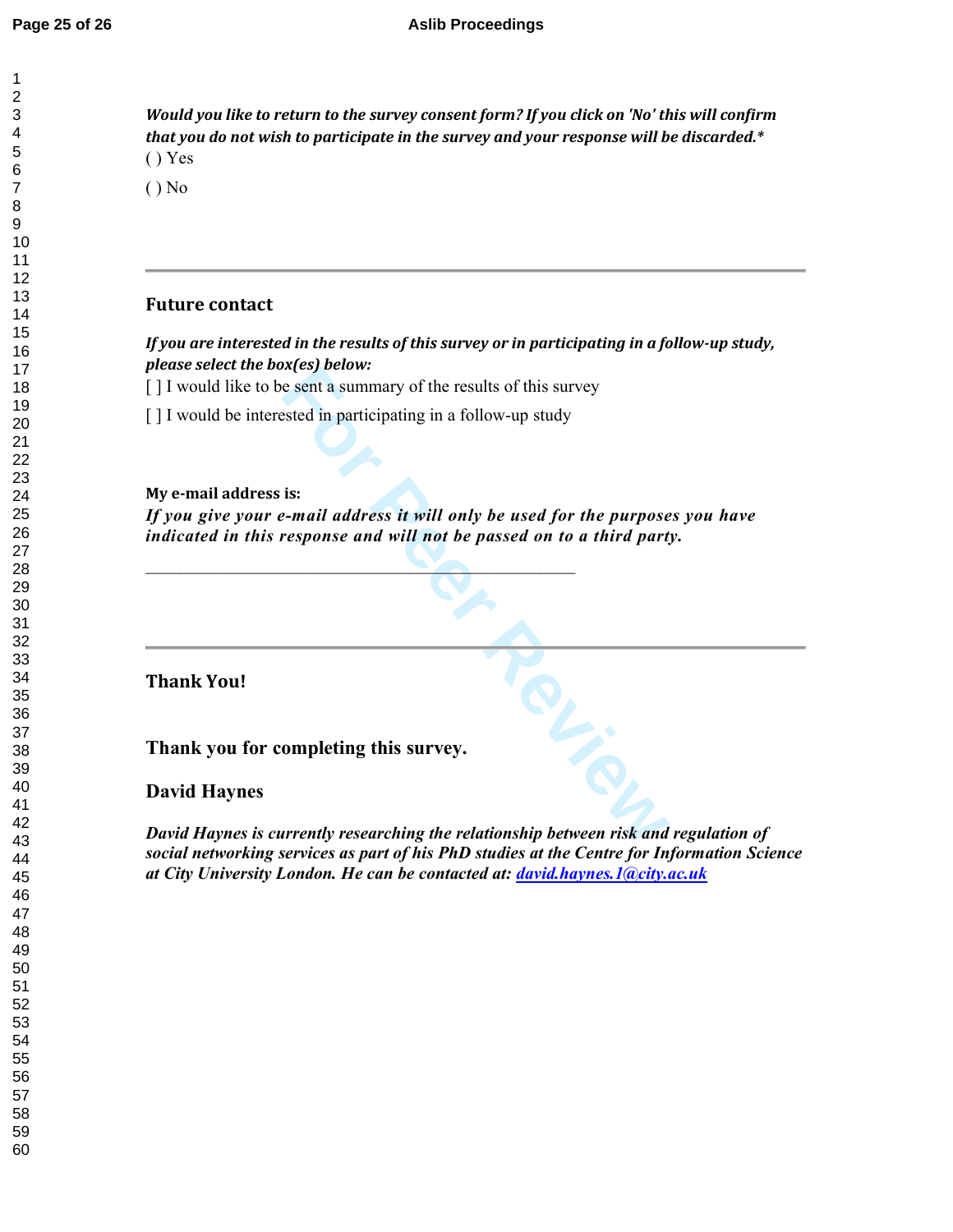***Would you like to return to the survey consent form? If you click on 'No' this will confirm that you do not wish to participate in the survey and your response will be discarded.****

( ) Yes

( ) No

---

## Future contact

***If you are interested in the results of this survey or in participating in a follow-up study, please select the box(es) below:***

[ ] I would like to be sent a summary of the results of this survey

[ ] I would be interested in participating in a follow-up study

**My e-mail address is:**

***If you give your e-mail address it will only be used for the purposes you have indicated in this response and will not be passed on to a third party.***

\_\_\_\_\_\_\_\_\_\_\_\_\_\_\_\_\_\_\_\_\_\_\_\_\_\_\_\_\_\_\_\_\_\_\_\_\_\_\_\_\_\_\_\_\_\_\_\_

---

## Thank You!

**Thank you for completing this survey.**

**David Haynes**

***David Haynes is currently researching the relationship between risk and regulation of social networking services as part of his PhD studies at the Centre for Information Science at City University London. He can be contacted at: david.haynes.1@city.ac.uk***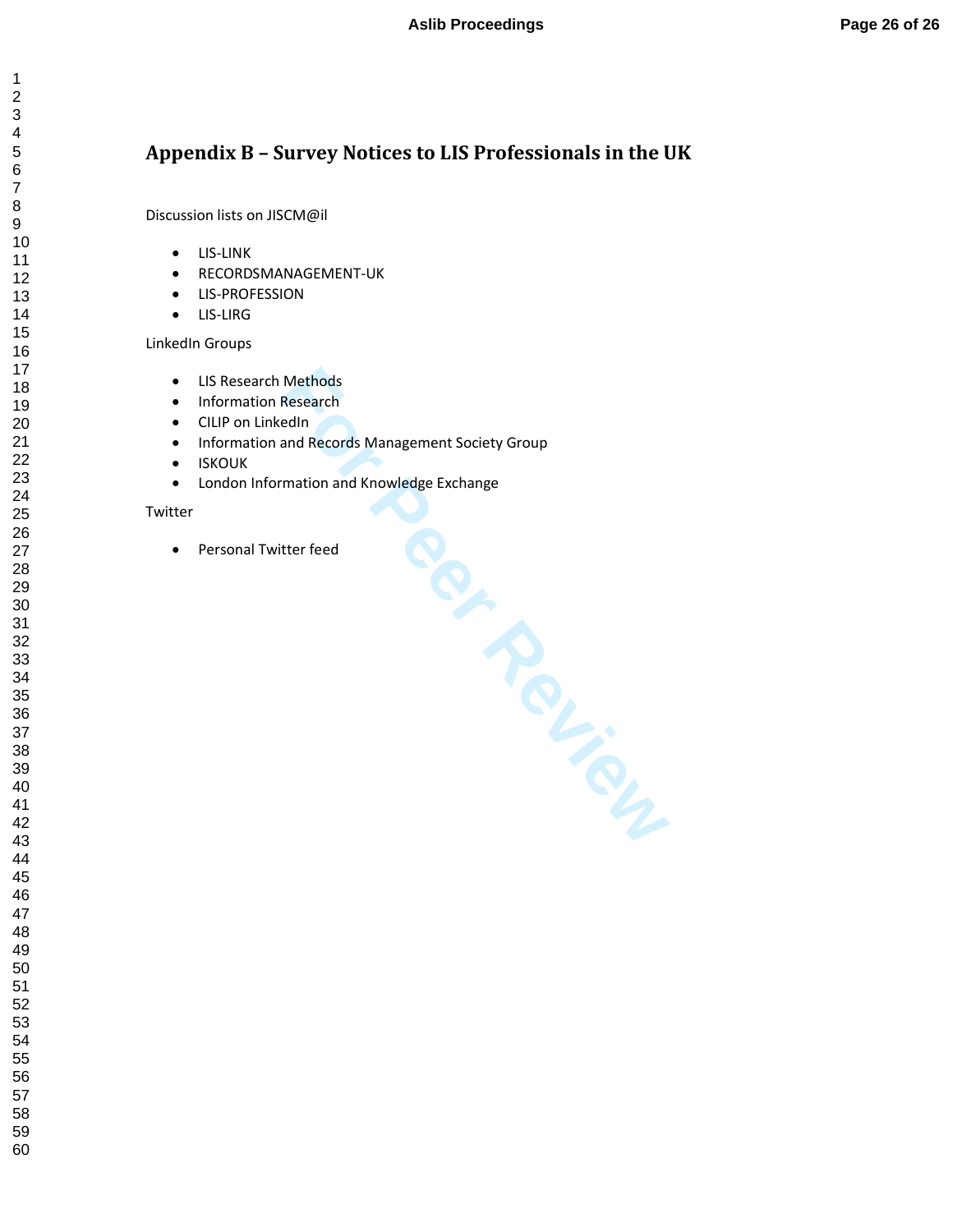# Appendix B – Survey Notices to LIS Professionals in the UK

Discussion lists on JISCM@il

- LIS-LINK
- RECORDSMANAGEMENT-UK
- LIS-PROFESSION
- LIS-LIRG

LinkedIn Groups

- LIS Research Methods
- Information Research
- CILIP on LinkedIn
- Information and Records Management Society Group
- ISKOUK
- London Information and Knowledge Exchange

Twitter

- Personal Twitter feed